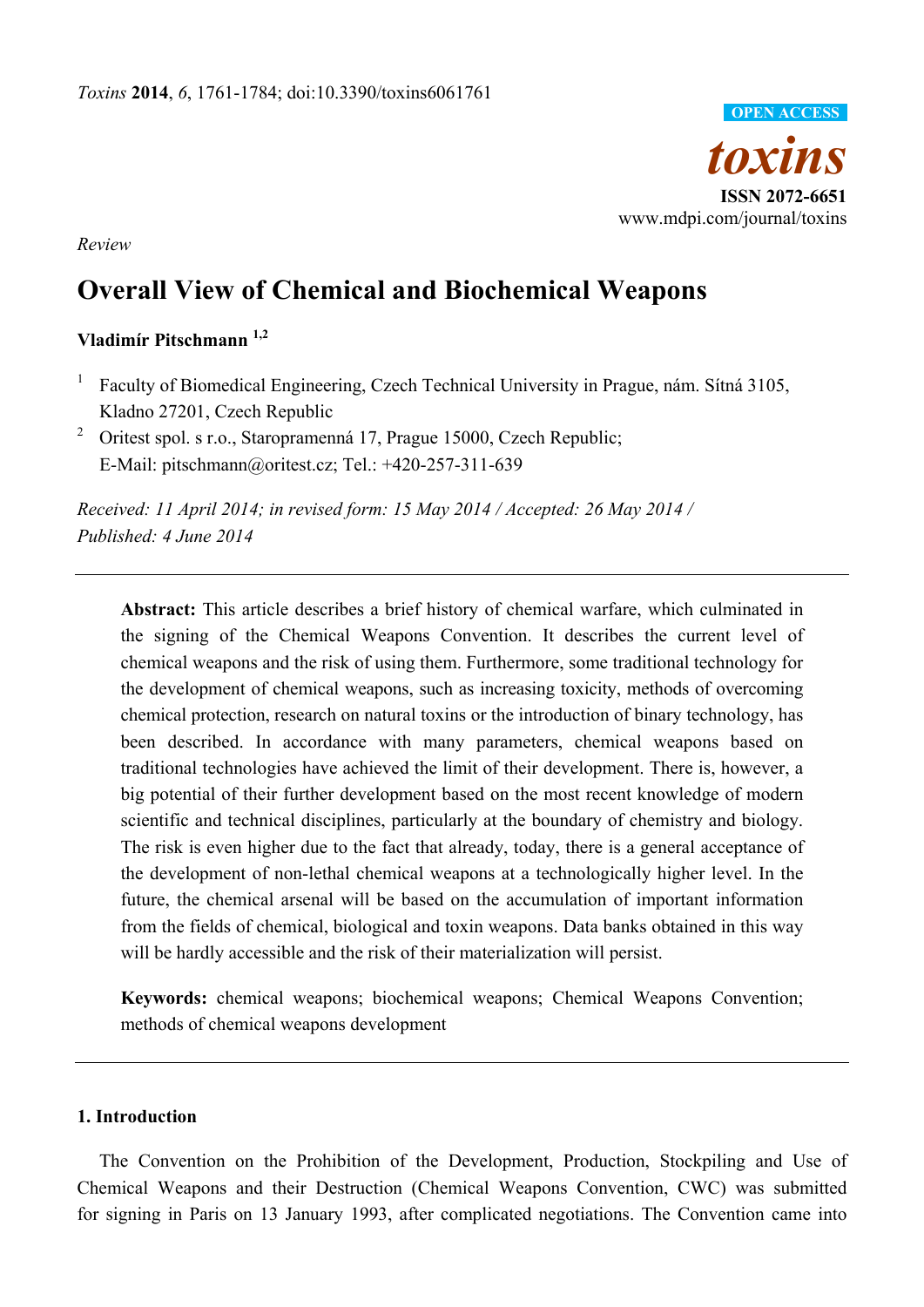*Review*

# Overall View of Chemical and Biochemical Weapons

**Vladimír Pitschmann** [1,2]

[1] Faculty of Biomedical Engineering, Czech Technical University in Prague, nám. Sítná 3105, Kladno 27201, Czech Republic

[2] Oritest spol. s r.o., Staropramenná 17, Prague 15000, Czech Republic; E-Mail: pitschmann@oritest.cz; Tel.: +420-257-311-639

*Received: 11 April 2014; in revised form: 15 May 2014 / Accepted: 26 May 2014 / Published: 4 June 2014*

---

**Abstract:** This article describes a brief history of chemical warfare, which culminated in the signing of the Chemical Weapons Convention. It describes the current level of chemical weapons and the risk of using them. Furthermore, some traditional technology for the development of chemical weapons, such as increasing toxicity, methods of overcoming chemical protection, research on natural toxins or the introduction of binary technology, has been described. In accordance with many parameters, chemical weapons based on traditional technologies have achieved the limit of their development. There is, however, a big potential of their further development based on the most recent knowledge of modern scientific and technical disciplines, particularly at the boundary of chemistry and biology. The risk is even higher due to the fact that already, today, there is a general acceptance of the development of non-lethal chemical weapons at a technologically higher level. In the future, the chemical arsenal will be based on the accumulation of important information from the fields of chemical, biological and toxin weapons. Data banks obtained in this way will be hardly accessible and the risk of their materialization will persist.

**Keywords:** chemical weapons; biochemical weapons; Chemical Weapons Convention; methods of chemical weapons development

---

## 1. Introduction

The Convention on the Prohibition of the Development, Production, Stockpiling and Use of Chemical Weapons and their Destruction (Chemical Weapons Convention, CWC) was submitted for signing in Paris on 13 January 1993, after complicated negotiations. The Convention came into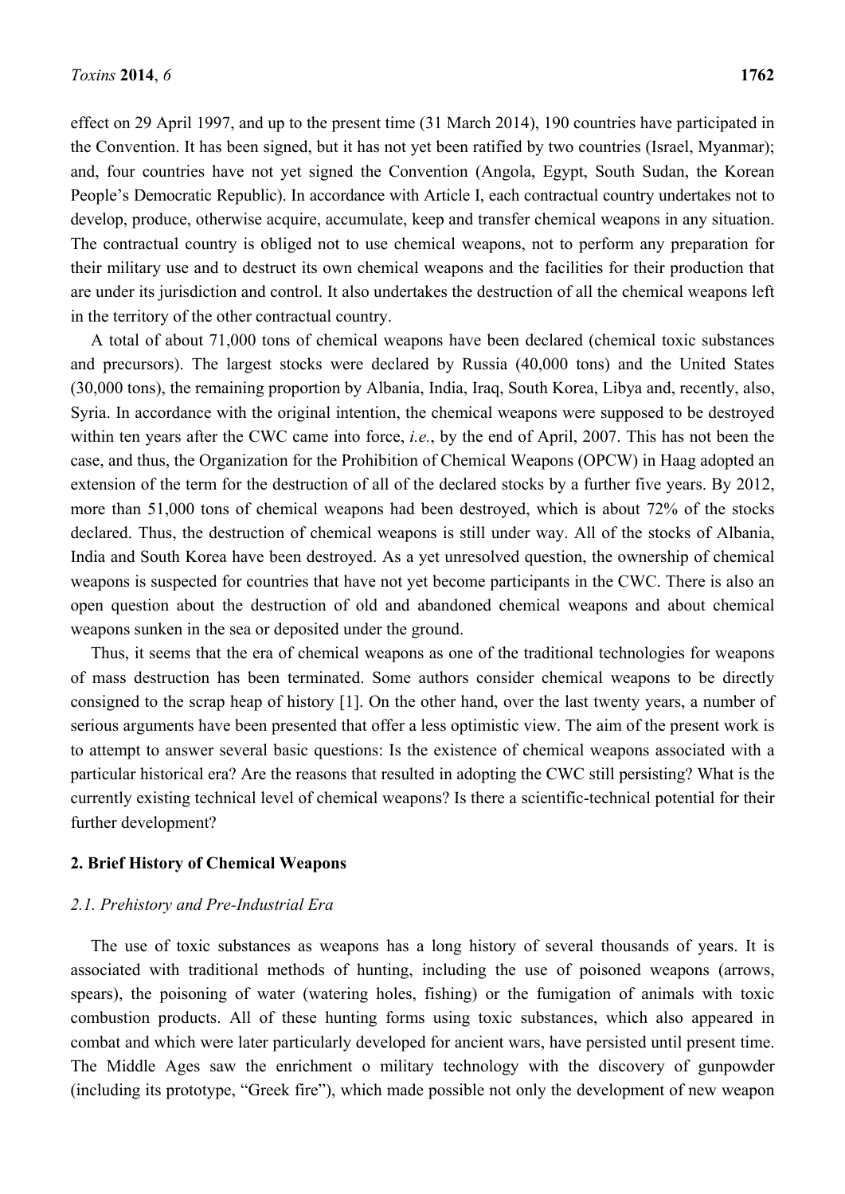effect on 29 April 1997, and up to the present time (31 March 2014), 190 countries have participated in the Convention. It has been signed, but it has not yet been ratified by two countries (Israel, Myanmar); and, four countries have not yet signed the Convention (Angola, Egypt, South Sudan, the Korean People's Democratic Republic). In accordance with Article I, each contractual country undertakes not to develop, produce, otherwise acquire, accumulate, keep and transfer chemical weapons in any situation. The contractual country is obliged not to use chemical weapons, not to perform any preparation for their military use and to destruct its own chemical weapons and the facilities for their production that are under its jurisdiction and control. It also undertakes the destruction of all the chemical weapons left in the territory of the other contractual country.

A total of about 71,000 tons of chemical weapons have been declared (chemical toxic substances and precursors). The largest stocks were declared by Russia (40,000 tons) and the United States (30,000 tons), the remaining proportion by Albania, India, Iraq, South Korea, Libya and, recently, also, Syria. In accordance with the original intention, the chemical weapons were supposed to be destroyed within ten years after the CWC came into force, *i.e.*, by the end of April, 2007. This has not been the case, and thus, the Organization for the Prohibition of Chemical Weapons (OPCW) in Haag adopted an extension of the term for the destruction of all of the declared stocks by a further five years. By 2012, more than 51,000 tons of chemical weapons had been destroyed, which is about 72% of the stocks declared. Thus, the destruction of chemical weapons is still under way. All of the stocks of Albania, India and South Korea have been destroyed. As a yet unresolved question, the ownership of chemical weapons is suspected for countries that have not yet become participants in the CWC. There is also an open question about the destruction of old and abandoned chemical weapons and about chemical weapons sunken in the sea or deposited under the ground.

Thus, it seems that the era of chemical weapons as one of the traditional technologies for weapons of mass destruction has been terminated. Some authors consider chemical weapons to be directly consigned to the scrap heap of history [1]. On the other hand, over the last twenty years, a number of serious arguments have been presented that offer a less optimistic view. The aim of the present work is to attempt to answer several basic questions: Is the existence of chemical weapons associated with a particular historical era? Are the reasons that resulted in adopting the CWC still persisting? What is the currently existing technical level of chemical weapons? Is there a scientific-technical potential for their further development?

## 2. Brief History of Chemical Weapons

### 2.1. Prehistory and Pre-Industrial Era

The use of toxic substances as weapons has a long history of several thousands of years. It is associated with traditional methods of hunting, including the use of poisoned weapons (arrows, spears), the poisoning of water (watering holes, fishing) or the fumigation of animals with toxic combustion products. All of these hunting forms using toxic substances, which also appeared in combat and which were later particularly developed for ancient wars, have persisted until present time. The Middle Ages saw the enrichment o military technology with the discovery of gunpowder (including its prototype, "Greek fire"), which made possible not only the development of new weapon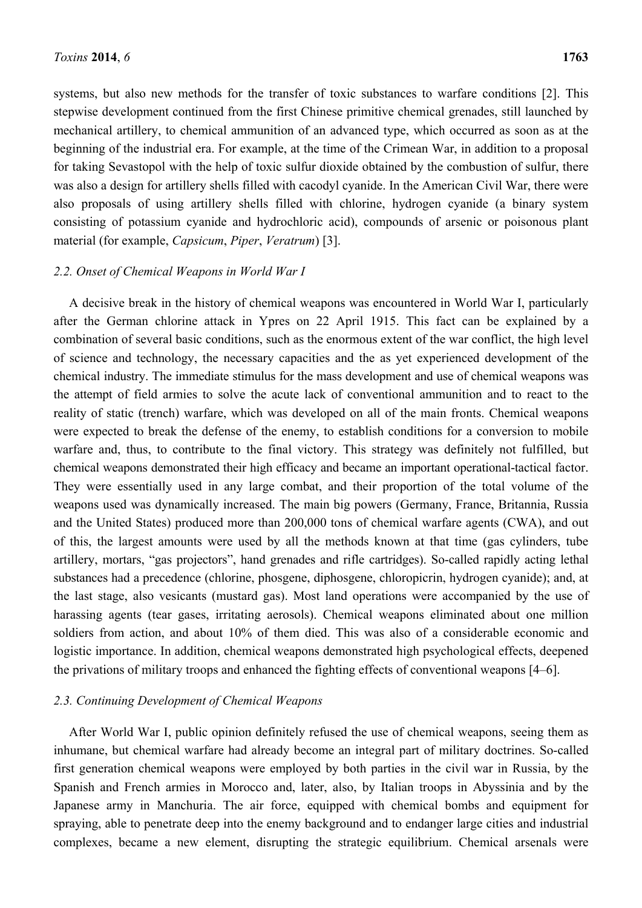systems, but also new methods for the transfer of toxic substances to warfare conditions [2]. This stepwise development continued from the first Chinese primitive chemical grenades, still launched by mechanical artillery, to chemical ammunition of an advanced type, which occurred as soon as at the beginning of the industrial era. For example, at the time of the Crimean War, in addition to a proposal for taking Sevastopol with the help of toxic sulfur dioxide obtained by the combustion of sulfur, there was also a design for artillery shells filled with cacodyl cyanide. In the American Civil War, there were also proposals of using artillery shells filled with chlorine, hydrogen cyanide (a binary system consisting of potassium cyanide and hydrochloric acid), compounds of arsenic or poisonous plant material (for example, *Capsicum*, *Piper*, *Veratrum*) [3].

### 2.2. Onset of Chemical Weapons in World War I

A decisive break in the history of chemical weapons was encountered in World War I, particularly after the German chlorine attack in Ypres on 22 April 1915. This fact can be explained by a combination of several basic conditions, such as the enormous extent of the war conflict, the high level of science and technology, the necessary capacities and the as yet experienced development of the chemical industry. The immediate stimulus for the mass development and use of chemical weapons was the attempt of field armies to solve the acute lack of conventional ammunition and to react to the reality of static (trench) warfare, which was developed on all of the main fronts. Chemical weapons were expected to break the defense of the enemy, to establish conditions for a conversion to mobile warfare and, thus, to contribute to the final victory. This strategy was definitely not fulfilled, but chemical weapons demonstrated their high efficacy and became an important operational-tactical factor. They were essentially used in any large combat, and their proportion of the total volume of the weapons used was dynamically increased. The main big powers (Germany, France, Britannia, Russia and the United States) produced more than 200,000 tons of chemical warfare agents (CWA), and out of this, the largest amounts were used by all the methods known at that time (gas cylinders, tube artillery, mortars, "gas projectors", hand grenades and rifle cartridges). So-called rapidly acting lethal substances had a precedence (chlorine, phosgene, diphosgene, chloropicrin, hydrogen cyanide); and, at the last stage, also vesicants (mustard gas). Most land operations were accompanied by the use of harassing agents (tear gases, irritating aerosols). Chemical weapons eliminated about one million soldiers from action, and about 10% of them died. This was also of a considerable economic and logistic importance. In addition, chemical weapons demonstrated high psychological effects, deepened the privations of military troops and enhanced the fighting effects of conventional weapons [4–6].

### 2.3. Continuing Development of Chemical Weapons

After World War I, public opinion definitely refused the use of chemical weapons, seeing them as inhumane, but chemical warfare had already become an integral part of military doctrines. So-called first generation chemical weapons were employed by both parties in the civil war in Russia, by the Spanish and French armies in Morocco and, later, also, by Italian troops in Abyssinia and by the Japanese army in Manchuria. The air force, equipped with chemical bombs and equipment for spraying, able to penetrate deep into the enemy background and to endanger large cities and industrial complexes, became a new element, disrupting the strategic equilibrium. Chemical arsenals were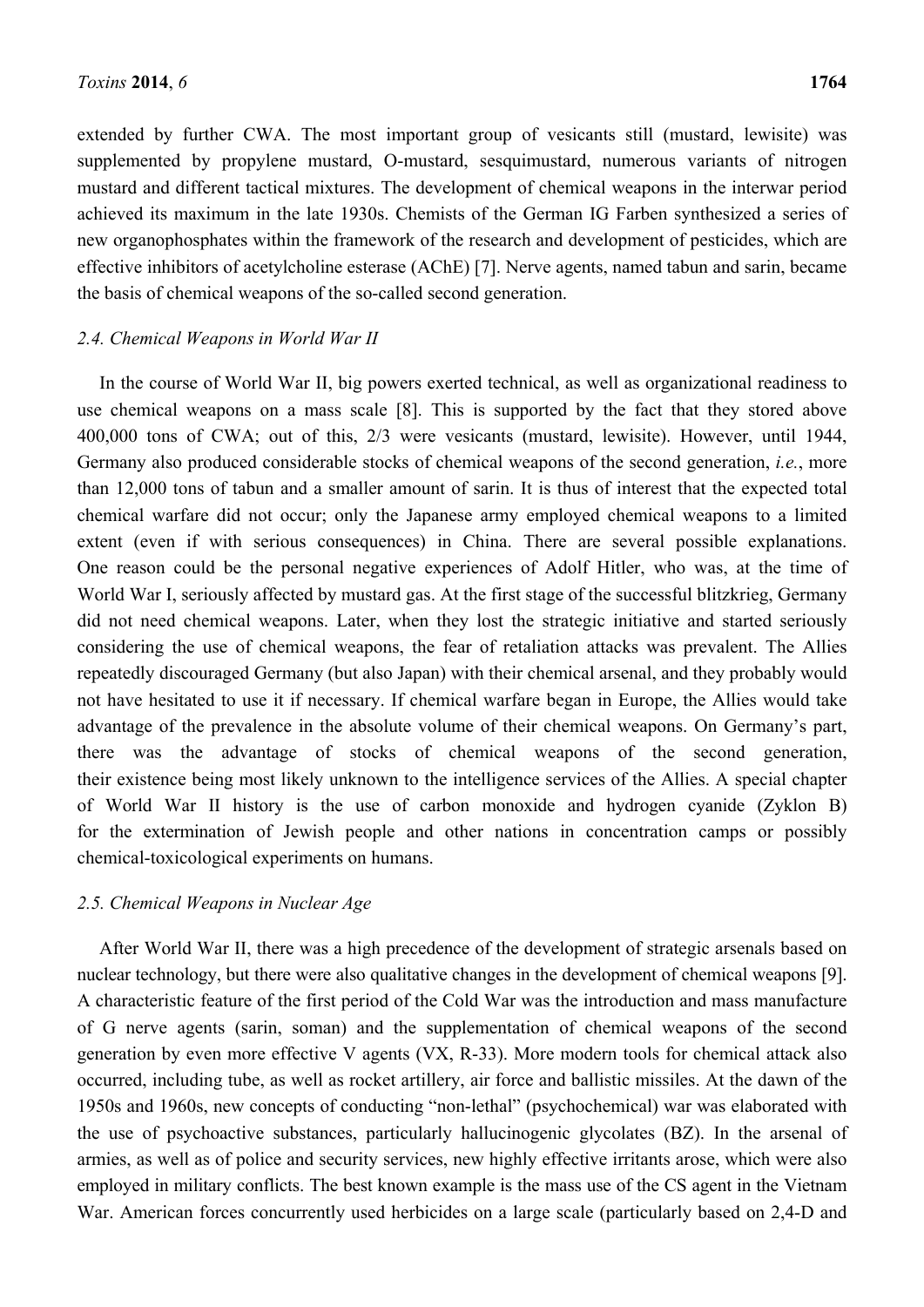extended by further CWA. The most important group of vesicants still (mustard, lewisite) was supplemented by propylene mustard, O-mustard, sesquimustard, numerous variants of nitrogen mustard and different tactical mixtures. The development of chemical weapons in the interwar period achieved its maximum in the late 1930s. Chemists of the German IG Farben synthesized a series of new organophosphates within the framework of the research and development of pesticides, which are effective inhibitors of acetylcholine esterase (AChE) [7]. Nerve agents, named tabun and sarin, became the basis of chemical weapons of the so-called second generation.

### *2.4. Chemical Weapons in World War II*

In the course of World War II, big powers exerted technical, as well as organizational readiness to use chemical weapons on a mass scale [8]. This is supported by the fact that they stored above 400,000 tons of CWA; out of this, 2/3 were vesicants (mustard, lewisite). However, until 1944, Germany also produced considerable stocks of chemical weapons of the second generation, *i.e.*, more than 12,000 tons of tabun and a smaller amount of sarin. It is thus of interest that the expected total chemical warfare did not occur; only the Japanese army employed chemical weapons to a limited extent (even if with serious consequences) in China. There are several possible explanations. One reason could be the personal negative experiences of Adolf Hitler, who was, at the time of World War I, seriously affected by mustard gas. At the first stage of the successful blitzkrieg, Germany did not need chemical weapons. Later, when they lost the strategic initiative and started seriously considering the use of chemical weapons, the fear of retaliation attacks was prevalent. The Allies repeatedly discouraged Germany (but also Japan) with their chemical arsenal, and they probably would not have hesitated to use it if necessary. If chemical warfare began in Europe, the Allies would take advantage of the prevalence in the absolute volume of their chemical weapons. On Germany's part, there was the advantage of stocks of chemical weapons of the second generation, their existence being most likely unknown to the intelligence services of the Allies. A special chapter of World War II history is the use of carbon monoxide and hydrogen cyanide (Zyklon B) for the extermination of Jewish people and other nations in concentration camps or possibly chemical-toxicological experiments on humans.

### *2.5. Chemical Weapons in Nuclear Age*

After World War II, there was a high precedence of the development of strategic arsenals based on nuclear technology, but there were also qualitative changes in the development of chemical weapons [9]. A characteristic feature of the first period of the Cold War was the introduction and mass manufacture of G nerve agents (sarin, soman) and the supplementation of chemical weapons of the second generation by even more effective V agents (VX, R-33). More modern tools for chemical attack also occurred, including tube, as well as rocket artillery, air force and ballistic missiles. At the dawn of the 1950s and 1960s, new concepts of conducting "non-lethal" (psychochemical) war was elaborated with the use of psychoactive substances, particularly hallucinogenic glycolates (BZ). In the arsenal of armies, as well as of police and security services, new highly effective irritants arose, which were also employed in military conflicts. The best known example is the mass use of the CS agent in the Vietnam War. American forces concurrently used herbicides on a large scale (particularly based on 2,4-D and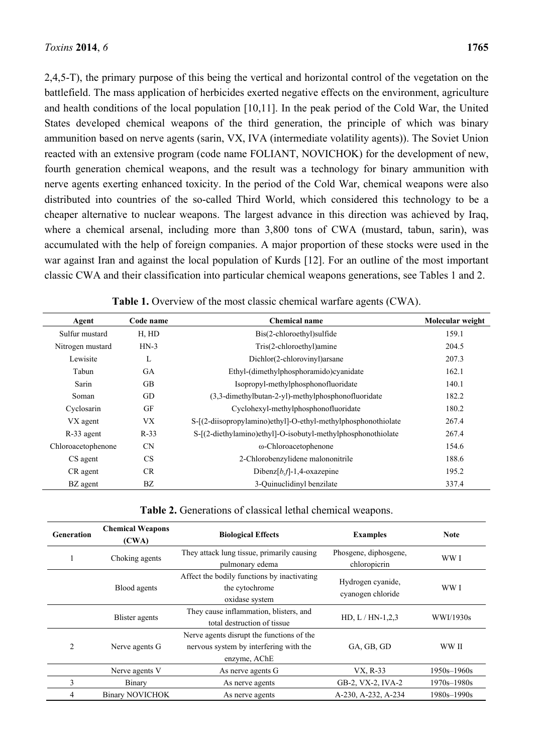2,4,5-T), the primary purpose of this being the vertical and horizontal control of the vegetation on the battlefield. The mass application of herbicides exerted negative effects on the environment, agriculture and health conditions of the local population [10,11]. In the peak period of the Cold War, the United States developed chemical weapons of the third generation, the principle of which was binary ammunition based on nerve agents (sarin, VX, IVA (intermediate volatility agents)). The Soviet Union reacted with an extensive program (code name FOLIANT, NOVICHOK) for the development of new, fourth generation chemical weapons, and the result was a technology for binary ammunition with nerve agents exerting enhanced toxicity. In the period of the Cold War, chemical weapons were also distributed into countries of the so-called Third World, which considered this technology to be a cheaper alternative to nuclear weapons. The largest advance in this direction was achieved by Iraq, where a chemical arsenal, including more than 3,800 tons of CWA (mustard, tabun, sarin), was accumulated with the help of foreign companies. A major proportion of these stocks were used in the war against Iran and against the local population of Kurds [12]. For an outline of the most important classic CWA and their classification into particular chemical weapons generations, see Tables 1 and 2.

**Table 1.** Overview of the most classic chemical warfare agents (CWA).

| Agent | Code name | Chemical name | Molecular weight |
|---|---|---|---|
| Sulfur mustard | H, HD | Bis(2-chloroethyl)sulfide | 159.1 |
| Nitrogen mustard | HN-3 | Tris(2-chloroethyl)amine | 204.5 |
| Lewisite | L | Dichlor(2-chlorovinyl)arsane | 207.3 |
| Tabun | GA | Ethyl-(dimethylphosphoramido)cyanidate | 162.1 |
| Sarin | GB | Isopropyl-methylphosphonofluoridate | 140.1 |
| Soman | GD | (3,3-dimethylbutan-2-yl)-methylphosphonofluoridate | 182.2 |
| Cyclosarin | GF | Cyclohexyl-methylphosphonofluoridate | 180.2 |
| VX agent | VX | S-[(2-diisopropylamino)ethyl]-O-ethyl-methylphosphonothiolate | 267.4 |
| R-33 agent | R-33 | S-[(2-diethylamino)ethyl]-O-isobutyl-methylphosphonothiolate | 267.4 |
| Chloroacetophenone | CN | ω-Chloroacetophenone | 154.6 |
| CS agent | CS | 2-Chlorobenzylidene malononitrile | 188.6 |
| CR agent | CR | Dibenz[*b*,*f*]-1,4-oxazepine | 195.2 |
| BZ agent | BZ | 3-Quinuclidinyl benzilate | 337.4 |

**Table 2.** Generations of classical lethal chemical weapons.

| Generation | Chemical Weapons (CWA) | Biological Effects | Examples | Note |
|---|---|---|---|---|
| 1 | Choking agents | They attack lung tissue, primarily causing pulmonary edema | Phosgene, diphosgene, chloropicrin | WW I |
| | Blood agents | Affect the bodily functions by inactivating the cytochrome oxidase system | Hydrogen cyanide, cyanogen chloride | WW I |
| | Blister agents | They cause inflammation, blisters, and total destruction of tissue | HD, L / HN-1,2,3 | WWI/1930s |
| 2 | Nerve agents G | Nerve agents disrupt the functions of the nervous system by interfering with the enzyme, AChE | GA, GB, GD | WW II |
| | Nerve agents V | As nerve agents G | VX, R-33 | 1950s–1960s |
| 3 | Binary | As nerve agents | GB-2, VX-2, IVA-2 | 1970s–1980s |
| 4 | Binary NOVICHOK | As nerve agents | A-230, A-232, A-234 | 1980s–1990s |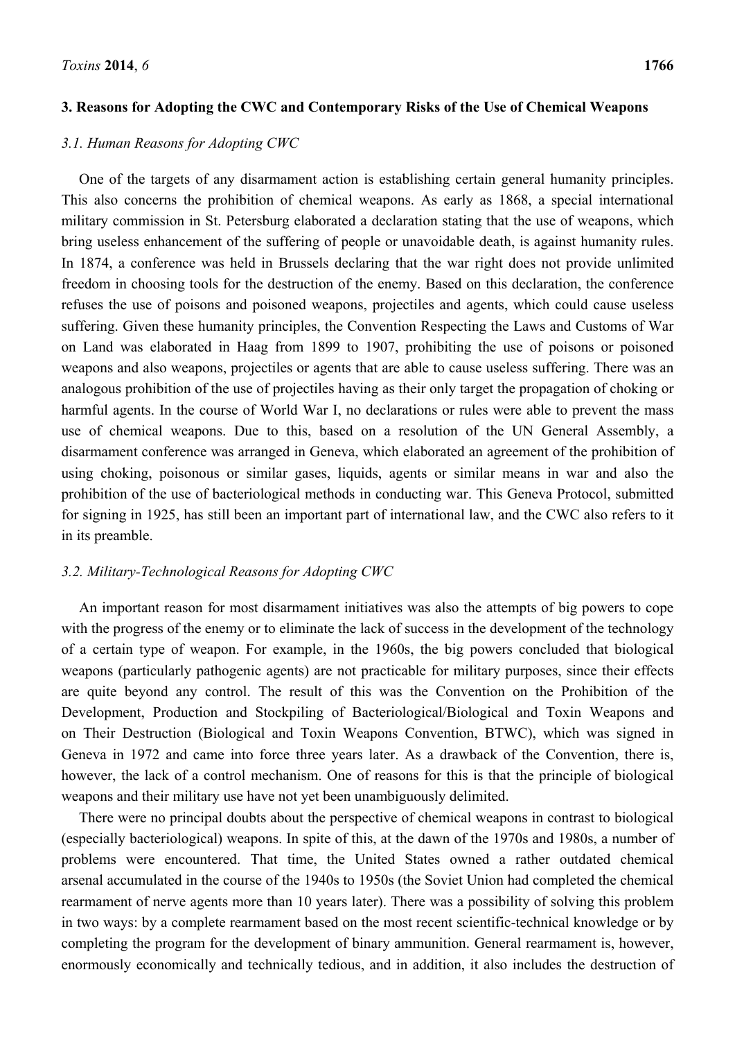## 3. Reasons for Adopting the CWC and Contemporary Risks of the Use of Chemical Weapons

### *3.1. Human Reasons for Adopting CWC*

One of the targets of any disarmament action is establishing certain general humanity principles. This also concerns the prohibition of chemical weapons. As early as 1868, a special international military commission in St. Petersburg elaborated a declaration stating that the use of weapons, which bring useless enhancement of the suffering of people or unavoidable death, is against humanity rules. In 1874, a conference was held in Brussels declaring that the war right does not provide unlimited freedom in choosing tools for the destruction of the enemy. Based on this declaration, the conference refuses the use of poisons and poisoned weapons, projectiles and agents, which could cause useless suffering. Given these humanity principles, the Convention Respecting the Laws and Customs of War on Land was elaborated in Haag from 1899 to 1907, prohibiting the use of poisons or poisoned weapons and also weapons, projectiles or agents that are able to cause useless suffering. There was an analogous prohibition of the use of projectiles having as their only target the propagation of choking or harmful agents. In the course of World War I, no declarations or rules were able to prevent the mass use of chemical weapons. Due to this, based on a resolution of the UN General Assembly, a disarmament conference was arranged in Geneva, which elaborated an agreement of the prohibition of using choking, poisonous or similar gases, liquids, agents or similar means in war and also the prohibition of the use of bacteriological methods in conducting war. This Geneva Protocol, submitted for signing in 1925, has still been an important part of international law, and the CWC also refers to it in its preamble.

### *3.2. Military-Technological Reasons for Adopting CWC*

An important reason for most disarmament initiatives was also the attempts of big powers to cope with the progress of the enemy or to eliminate the lack of success in the development of the technology of a certain type of weapon. For example, in the 1960s, the big powers concluded that biological weapons (particularly pathogenic agents) are not practicable for military purposes, since their effects are quite beyond any control. The result of this was the Convention on the Prohibition of the Development, Production and Stockpiling of Bacteriological/Biological and Toxin Weapons and on Their Destruction (Biological and Toxin Weapons Convention, BTWC), which was signed in Geneva in 1972 and came into force three years later. As a drawback of the Convention, there is, however, the lack of a control mechanism. One of reasons for this is that the principle of biological weapons and their military use have not yet been unambiguously delimited.

There were no principal doubts about the perspective of chemical weapons in contrast to biological (especially bacteriological) weapons. In spite of this, at the dawn of the 1970s and 1980s, a number of problems were encountered. That time, the United States owned a rather outdated chemical arsenal accumulated in the course of the 1940s to 1950s (the Soviet Union had completed the chemical rearmament of nerve agents more than 10 years later). There was a possibility of solving this problem in two ways: by a complete rearmament based on the most recent scientific-technical knowledge or by completing the program for the development of binary ammunition. General rearmament is, however, enormously economically and technically tedious, and in addition, it also includes the destruction of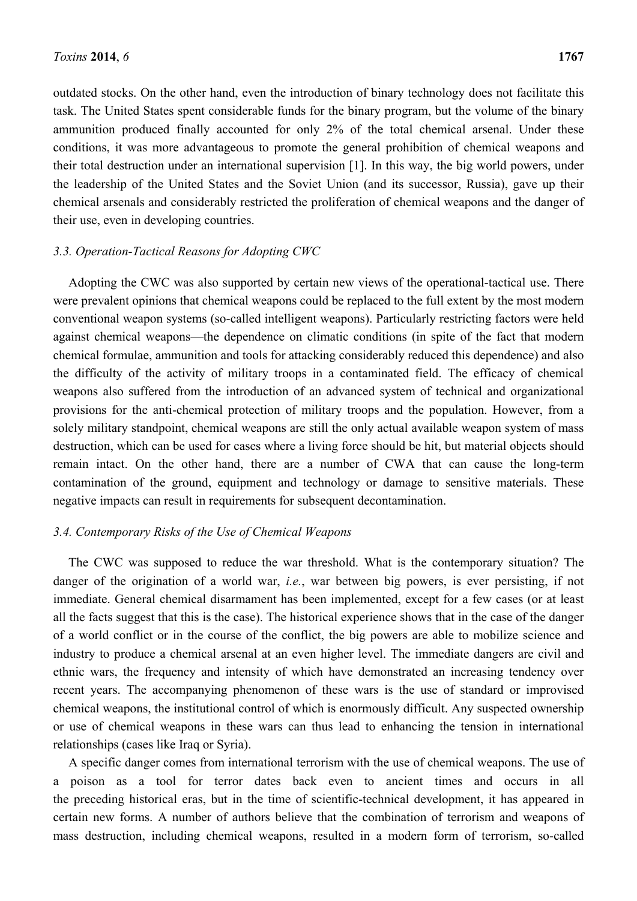outdated stocks. On the other hand, even the introduction of binary technology does not facilitate this task. The United States spent considerable funds for the binary program, but the volume of the binary ammunition produced finally accounted for only 2% of the total chemical arsenal. Under these conditions, it was more advantageous to promote the general prohibition of chemical weapons and their total destruction under an international supervision [1]. In this way, the big world powers, under the leadership of the United States and the Soviet Union (and its successor, Russia), gave up their chemical arsenals and considerably restricted the proliferation of chemical weapons and the danger of their use, even in developing countries.

### *3.3. Operation-Tactical Reasons for Adopting CWC*

Adopting the CWC was also supported by certain new views of the operational-tactical use. There were prevalent opinions that chemical weapons could be replaced to the full extent by the most modern conventional weapon systems (so-called intelligent weapons). Particularly restricting factors were held against chemical weapons—the dependence on climatic conditions (in spite of the fact that modern chemical formulae, ammunition and tools for attacking considerably reduced this dependence) and also the difficulty of the activity of military troops in a contaminated field. The efficacy of chemical weapons also suffered from the introduction of an advanced system of technical and organizational provisions for the anti-chemical protection of military troops and the population. However, from a solely military standpoint, chemical weapons are still the only actual available weapon system of mass destruction, which can be used for cases where a living force should be hit, but material objects should remain intact. On the other hand, there are a number of CWA that can cause the long-term contamination of the ground, equipment and technology or damage to sensitive materials. These negative impacts can result in requirements for subsequent decontamination.

### *3.4. Contemporary Risks of the Use of Chemical Weapons*

The CWC was supposed to reduce the war threshold. What is the contemporary situation? The danger of the origination of a world war, *i.e.*, war between big powers, is ever persisting, if not immediate. General chemical disarmament has been implemented, except for a few cases (or at least all the facts suggest that this is the case). The historical experience shows that in the case of the danger of a world conflict or in the course of the conflict, the big powers are able to mobilize science and industry to produce a chemical arsenal at an even higher level. The immediate dangers are civil and ethnic wars, the frequency and intensity of which have demonstrated an increasing tendency over recent years. The accompanying phenomenon of these wars is the use of standard or improvised chemical weapons, the institutional control of which is enormously difficult. Any suspected ownership or use of chemical weapons in these wars can thus lead to enhancing the tension in international relationships (cases like Iraq or Syria).

A specific danger comes from international terrorism with the use of chemical weapons. The use of a poison as a tool for terror dates back even to ancient times and occurs in all the preceding historical eras, but in the time of scientific-technical development, it has appeared in certain new forms. A number of authors believe that the combination of terrorism and weapons of mass destruction, including chemical weapons, resulted in a modern form of terrorism, so-called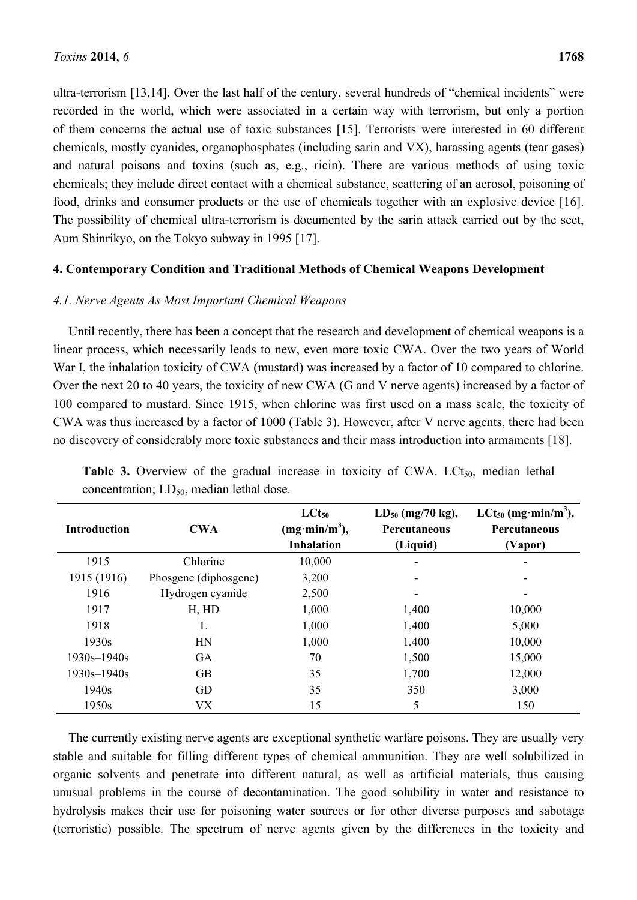ultra-terrorism [13,14]. Over the last half of the century, several hundreds of "chemical incidents" were recorded in the world, which were associated in a certain way with terrorism, but only a portion of them concerns the actual use of toxic substances [15]. Terrorists were interested in 60 different chemicals, mostly cyanides, organophosphates (including sarin and VX), harassing agents (tear gases) and natural poisons and toxins (such as, e.g., ricin). There are various methods of using toxic chemicals; they include direct contact with a chemical substance, scattering of an aerosol, poisoning of food, drinks and consumer products or the use of chemicals together with an explosive device [16]. The possibility of chemical ultra-terrorism is documented by the sarin attack carried out by the sect, Aum Shinrikyo, on the Tokyo subway in 1995 [17].

## 4. Contemporary Condition and Traditional Methods of Chemical Weapons Development

### *4.1. Nerve Agents As Most Important Chemical Weapons*

Until recently, there has been a concept that the research and development of chemical weapons is a linear process, which necessarily leads to new, even more toxic CWA. Over the two years of World War I, the inhalation toxicity of CWA (mustard) was increased by a factor of 10 compared to chlorine. Over the next 20 to 40 years, the toxicity of new CWA (G and V nerve agents) increased by a factor of 100 compared to mustard. Since 1915, when chlorine was first used on a mass scale, the toxicity of CWA was thus increased by a factor of 1000 (Table 3). However, after V nerve agents, there had been no discovery of considerably more toxic substances and their mass introduction into armaments [18].

**Table 3.** Overview of the gradual increase in toxicity of CWA. $LCt_{50}$, median lethal concentration; $LD_{50}$, median lethal dose.

| Introduction | CWA | $LCt_{50}$ ($mg \cdot min/m^3$), Inhalation | $LD_{50}$ (mg/70 kg), Percutaneous (Liquid) | $LCt_{50}$ ($mg \cdot min/m^3$), Percutaneous (Vapor) |
|---|---|---|---|---|
| 1915 | Chlorine | 10,000 | - | - |
| 1915 (1916) | Phosgene (diphosgene) | 3,200 | - | - |
| 1916 | Hydrogen cyanide | 2,500 | - | - |
| 1917 | H, HD | 1,000 | 1,400 | 10,000 |
| 1918 | L | 1,000 | 1,400 | 5,000 |
| 1930s | HN | 1,000 | 1,400 | 10,000 |
| 1930s–1940s | GA | 70 | 1,500 | 15,000 |
| 1930s–1940s | GB | 35 | 1,700 | 12,000 |
| 1940s | GD | 35 | 350 | 3,000 |
| 1950s | VX | 15 | 5 | 150 |

The currently existing nerve agents are exceptional synthetic warfare poisons. They are usually very stable and suitable for filling different types of chemical ammunition. They are well solubilized in organic solvents and penetrate into different natural, as well as artificial materials, thus causing unusual problems in the course of decontamination. The good solubility in water and resistance to hydrolysis makes their use for poisoning water sources or for other diverse purposes and sabotage (terroristic) possible. The spectrum of nerve agents given by the differences in the toxicity and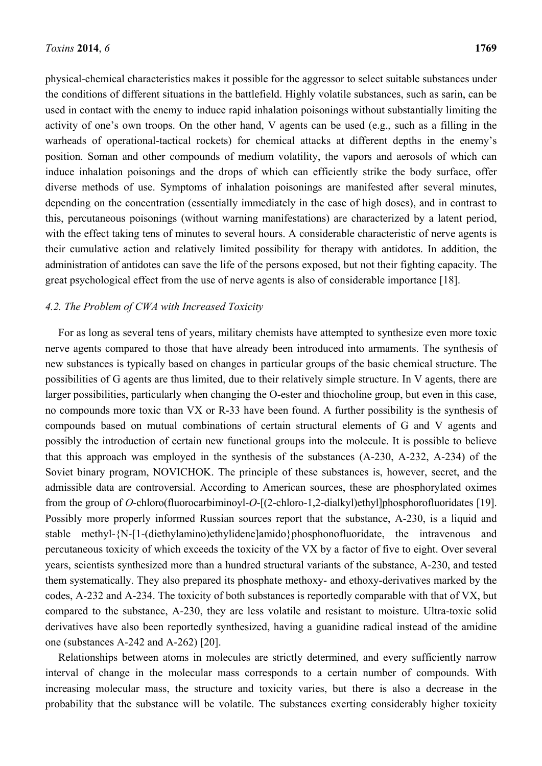physical-chemical characteristics makes it possible for the aggressor to select suitable substances under the conditions of different situations in the battlefield. Highly volatile substances, such as sarin, can be used in contact with the enemy to induce rapid inhalation poisonings without substantially limiting the activity of one's own troops. On the other hand, V agents can be used (e.g., such as a filling in the warheads of operational-tactical rockets) for chemical attacks at different depths in the enemy's position. Soman and other compounds of medium volatility, the vapors and aerosols of which can induce inhalation poisonings and the drops of which can efficiently strike the body surface, offer diverse methods of use. Symptoms of inhalation poisonings are manifested after several minutes, depending on the concentration (essentially immediately in the case of high doses), and in contrast to this, percutaneous poisonings (without warning manifestations) are characterized by a latent period, with the effect taking tens of minutes to several hours. A considerable characteristic of nerve agents is their cumulative action and relatively limited possibility for therapy with antidotes. In addition, the administration of antidotes can save the life of the persons exposed, but not their fighting capacity. The great psychological effect from the use of nerve agents is also of considerable importance [18].

### *4.2. The Problem of CWA with Increased Toxicity*

For as long as several tens of years, military chemists have attempted to synthesize even more toxic nerve agents compared to those that have already been introduced into armaments. The synthesis of new substances is typically based on changes in particular groups of the basic chemical structure. The possibilities of G agents are thus limited, due to their relatively simple structure. In V agents, there are larger possibilities, particularly when changing the O-ester and thiocholine group, but even in this case, no compounds more toxic than VX or R-33 have been found. A further possibility is the synthesis of compounds based on mutual combinations of certain structural elements of G and V agents and possibly the introduction of certain new functional groups into the molecule. It is possible to believe that this approach was employed in the synthesis of the substances (A-230, A-232, A-234) of the Soviet binary program, NOVICHOK. The principle of these substances is, however, secret, and the admissible data are controversial. According to American sources, these are phosphorylated oximes from the group of *O*-chloro(fluorocarbiminoyl-*O*-[(2-chloro-1,2-dialkyl)ethyl]phosphorofluoridates [19]. Possibly more properly informed Russian sources report that the substance, A-230, is a liquid and stable methyl-{N-[1-(diethylamino)ethylidene]amido}phosphonofluoridate, the intravenous and percutaneous toxicity of which exceeds the toxicity of the VX by a factor of five to eight. Over several years, scientists synthesized more than a hundred structural variants of the substance, A-230, and tested them systematically. They also prepared its phosphate methoxy- and ethoxy-derivatives marked by the codes, A-232 and A-234. The toxicity of both substances is reportedly comparable with that of VX, but compared to the substance, A-230, they are less volatile and resistant to moisture. Ultra-toxic solid derivatives have also been reportedly synthesized, having a guanidine radical instead of the amidine one (substances A-242 and A-262) [20].

Relationships between atoms in molecules are strictly determined, and every sufficiently narrow interval of change in the molecular mass corresponds to a certain number of compounds. With increasing molecular mass, the structure and toxicity varies, but there is also a decrease in the probability that the substance will be volatile. The substances exerting considerably higher toxicity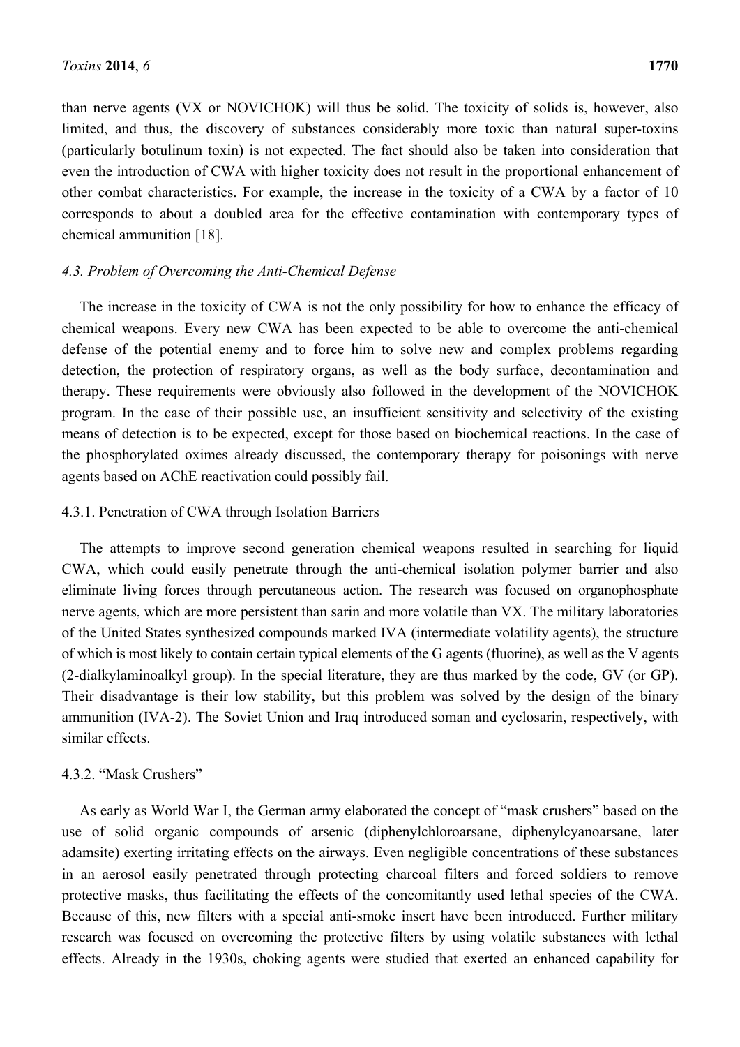than nerve agents (VX or NOVICHOK) will thus be solid. The toxicity of solids is, however, also limited, and thus, the discovery of substances considerably more toxic than natural super-toxins (particularly botulinum toxin) is not expected. The fact should also be taken into consideration that even the introduction of CWA with higher toxicity does not result in the proportional enhancement of other combat characteristics. For example, the increase in the toxicity of a CWA by a factor of 10 corresponds to about a doubled area for the effective contamination with contemporary types of chemical ammunition [18].

### *4.3. Problem of Overcoming the Anti-Chemical Defense*

The increase in the toxicity of CWA is not the only possibility for how to enhance the efficacy of chemical weapons. Every new CWA has been expected to be able to overcome the anti-chemical defense of the potential enemy and to force him to solve new and complex problems regarding detection, the protection of respiratory organs, as well as the body surface, decontamination and therapy. These requirements were obviously also followed in the development of the NOVICHOK program. In the case of their possible use, an insufficient sensitivity and selectivity of the existing means of detection is to be expected, except for those based on biochemical reactions. In the case of the phosphorylated oximes already discussed, the contemporary therapy for poisonings with nerve agents based on AChE reactivation could possibly fail.

#### 4.3.1. Penetration of CWA through Isolation Barriers

The attempts to improve second generation chemical weapons resulted in searching for liquid CWA, which could easily penetrate through the anti-chemical isolation polymer barrier and also eliminate living forces through percutaneous action. The research was focused on organophosphate nerve agents, which are more persistent than sarin and more volatile than VX. The military laboratories of the United States synthesized compounds marked IVA (intermediate volatility agents), the structure of which is most likely to contain certain typical elements of the G agents (fluorine), as well as the V agents (2-dialkylaminoalkyl group). In the special literature, they are thus marked by the code, GV (or GP). Their disadvantage is their low stability, but this problem was solved by the design of the binary ammunition (IVA-2). The Soviet Union and Iraq introduced soman and cyclosarin, respectively, with similar effects.

#### 4.3.2. "Mask Crushers"

As early as World War I, the German army elaborated the concept of "mask crushers" based on the use of solid organic compounds of arsenic (diphenylchloroarsane, diphenylcyanoarsane, later adamsite) exerting irritating effects on the airways. Even negligible concentrations of these substances in an aerosol easily penetrated through protecting charcoal filters and forced soldiers to remove protective masks, thus facilitating the effects of the concomitantly used lethal species of the CWA. Because of this, new filters with a special anti-smoke insert have been introduced. Further military research was focused on overcoming the protective filters by using volatile substances with lethal effects. Already in the 1930s, choking agents were studied that exerted an enhanced capability for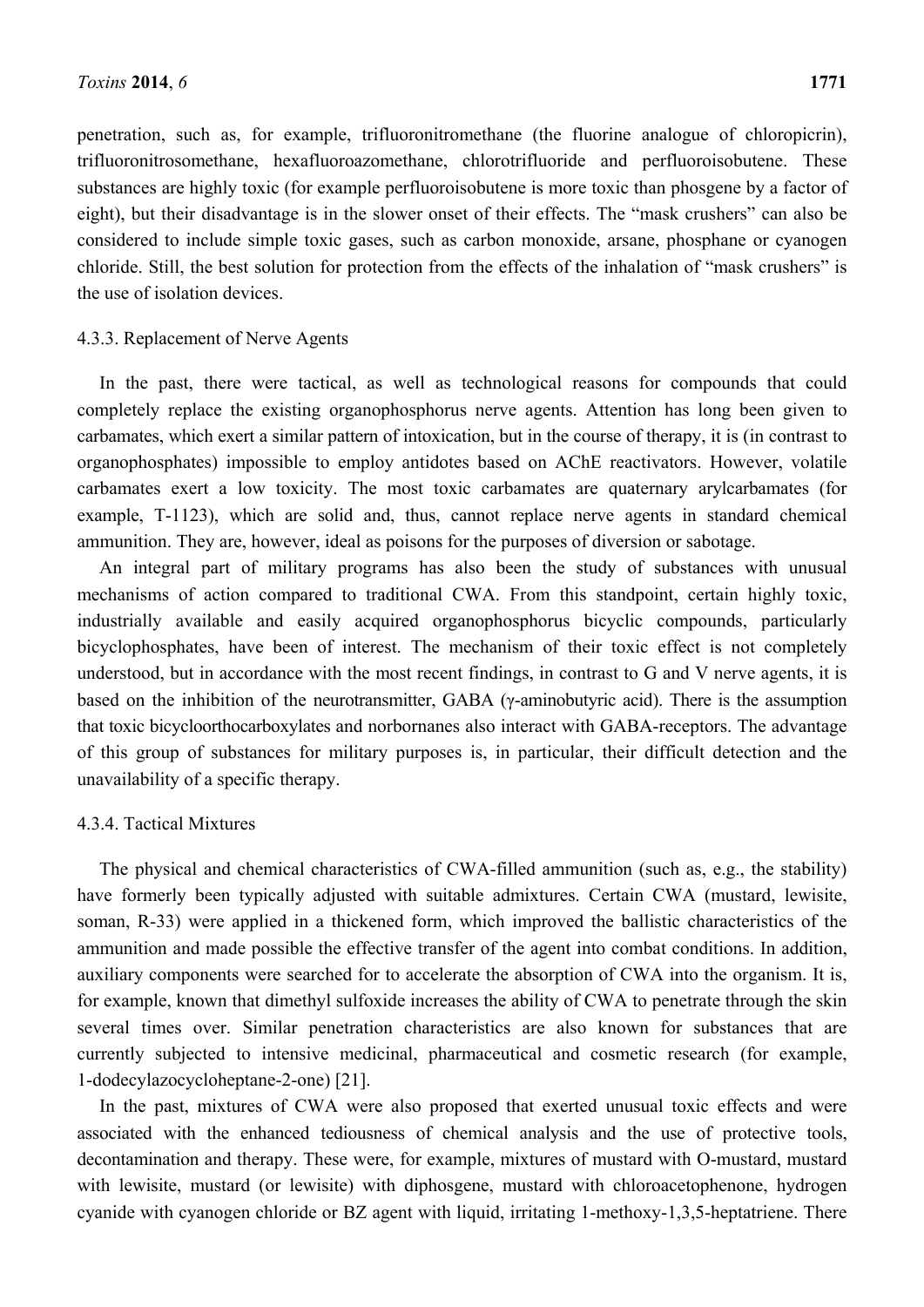penetration, such as, for example, trifluoronitromethane (the fluorine analogue of chloropicrin), trifluoronitrosomethane, hexafluoroazomethane, chlorotrifluoride and perfluoroisobutene. These substances are highly toxic (for example perfluoroisobutene is more toxic than phosgene by a factor of eight), but their disadvantage is in the slower onset of their effects. The "mask crushers" can also be considered to include simple toxic gases, such as carbon monoxide, arsane, phosphane or cyanogen chloride. Still, the best solution for protection from the effects of the inhalation of "mask crushers" is the use of isolation devices.

#### 4.3.3. Replacement of Nerve Agents

In the past, there were tactical, as well as technological reasons for compounds that could completely replace the existing organophosphorus nerve agents. Attention has long been given to carbamates, which exert a similar pattern of intoxication, but in the course of therapy, it is (in contrast to organophosphates) impossible to employ antidotes based on AChE reactivators. However, volatile carbamates exert a low toxicity. The most toxic carbamates are quaternary arylcarbamates (for example, T-1123), which are solid and, thus, cannot replace nerve agents in standard chemical ammunition. They are, however, ideal as poisons for the purposes of diversion or sabotage.

An integral part of military programs has also been the study of substances with unusual mechanisms of action compared to traditional CWA. From this standpoint, certain highly toxic, industrially available and easily acquired organophosphorus bicyclic compounds, particularly bicyclophosphates, have been of interest. The mechanism of their toxic effect is not completely understood, but in accordance with the most recent findings, in contrast to G and V nerve agents, it is based on the inhibition of the neurotransmitter, GABA (γ-aminobutyric acid). There is the assumption that toxic bicycloorthocarboxylates and norbornanes also interact with GABA-receptors. The advantage of this group of substances for military purposes is, in particular, their difficult detection and the unavailability of a specific therapy.

#### 4.3.4. Tactical Mixtures

The physical and chemical characteristics of CWA-filled ammunition (such as, e.g., the stability) have formerly been typically adjusted with suitable admixtures. Certain CWA (mustard, lewisite, soman, R-33) were applied in a thickened form, which improved the ballistic characteristics of the ammunition and made possible the effective transfer of the agent into combat conditions. In addition, auxiliary components were searched for to accelerate the absorption of CWA into the organism. It is, for example, known that dimethyl sulfoxide increases the ability of CWA to penetrate through the skin several times over. Similar penetration characteristics are also known for substances that are currently subjected to intensive medicinal, pharmaceutical and cosmetic research (for example, 1-dodecylazocycloheptane-2-one) [21].

In the past, mixtures of CWA were also proposed that exerted unusual toxic effects and were associated with the enhanced tediousness of chemical analysis and the use of protective tools, decontamination and therapy. These were, for example, mixtures of mustard with O-mustard, mustard with lewisite, mustard (or lewisite) with diphosgene, mustard with chloroacetophenone, hydrogen cyanide with cyanogen chloride or BZ agent with liquid, irritating 1-methoxy-1,3,5-heptatriene. There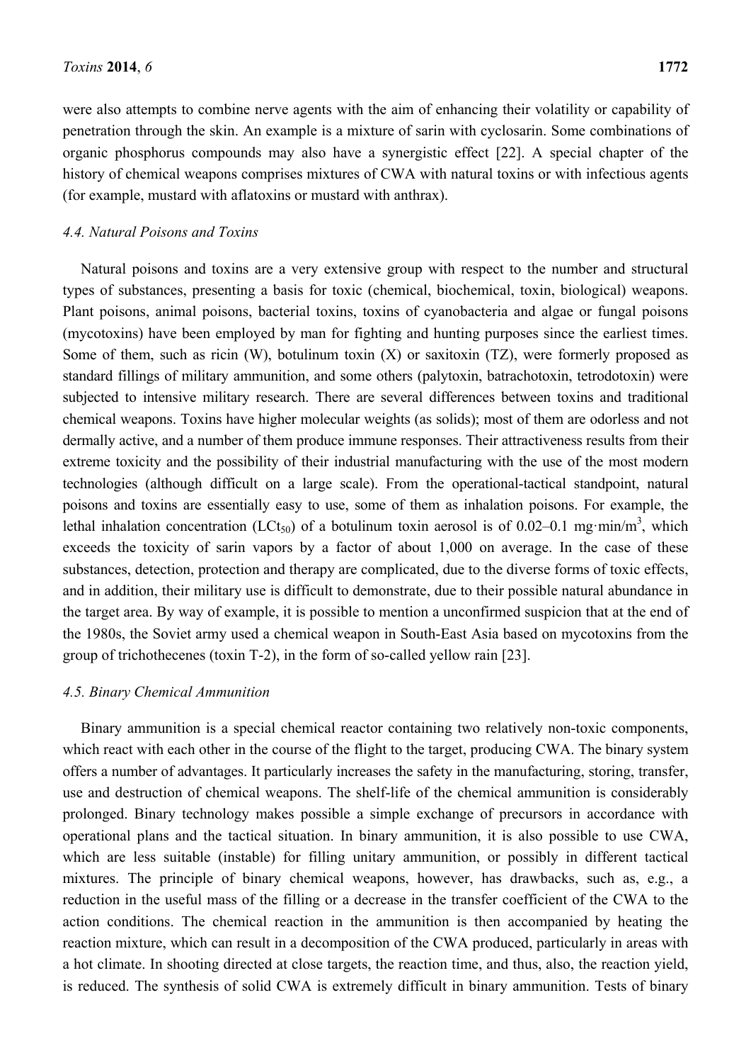were also attempts to combine nerve agents with the aim of enhancing their volatility or capability of penetration through the skin. An example is a mixture of sarin with cyclosarin. Some combinations of organic phosphorus compounds may also have a synergistic effect [22]. A special chapter of the history of chemical weapons comprises mixtures of CWA with natural toxins or with infectious agents (for example, mustard with aflatoxins or mustard with anthrax).

### 4.4. Natural Poisons and Toxins

Natural poisons and toxins are a very extensive group with respect to the number and structural types of substances, presenting a basis for toxic (chemical, biochemical, toxin, biological) weapons. Plant poisons, animal poisons, bacterial toxins, toxins of cyanobacteria and algae or fungal poisons (mycotoxins) have been employed by man for fighting and hunting purposes since the earliest times. Some of them, such as ricin (W), botulinum toxin (X) or saxitoxin (TZ), were formerly proposed as standard fillings of military ammunition, and some others (palytoxin, batrachotoxin, tetrodotoxin) were subjected to intensive military research. There are several differences between toxins and traditional chemical weapons. Toxins have higher molecular weights (as solids); most of them are odorless and not dermally active, and a number of them produce immune responses. Their attractiveness results from their extreme toxicity and the possibility of their industrial manufacturing with the use of the most modern technologies (although difficult on a large scale). From the operational-tactical standpoint, natural poisons and toxins are essentially easy to use, some of them as inhalation poisons. For example, the lethal inhalation concentration ($LCt_{50}$) of a botulinum toxin aerosol is of 0.02–0.1 $mg{\cdot}min/m^3$, which exceeds the toxicity of sarin vapors by a factor of about 1,000 on average. In the case of these substances, detection, protection and therapy are complicated, due to the diverse forms of toxic effects, and in addition, their military use is difficult to demonstrate, due to their possible natural abundance in the target area. By way of example, it is possible to mention a unconfirmed suspicion that at the end of the 1980s, the Soviet army used a chemical weapon in South-East Asia based on mycotoxins from the group of trichothecenes (toxin T-2), in the form of so-called yellow rain [23].

### 4.5. Binary Chemical Ammunition

Binary ammunition is a special chemical reactor containing two relatively non-toxic components, which react with each other in the course of the flight to the target, producing CWA. The binary system offers a number of advantages. It particularly increases the safety in the manufacturing, storing, transfer, use and destruction of chemical weapons. The shelf-life of the chemical ammunition is considerably prolonged. Binary technology makes possible a simple exchange of precursors in accordance with operational plans and the tactical situation. In binary ammunition, it is also possible to use CWA, which are less suitable (instable) for filling unitary ammunition, or possibly in different tactical mixtures. The principle of binary chemical weapons, however, has drawbacks, such as, e.g., a reduction in the useful mass of the filling or a decrease in the transfer coefficient of the CWA to the action conditions. The chemical reaction in the ammunition is then accompanied by heating the reaction mixture, which can result in a decomposition of the CWA produced, particularly in areas with a hot climate. In shooting directed at close targets, the reaction time, and thus, also, the reaction yield, is reduced. The synthesis of solid CWA is extremely difficult in binary ammunition. Tests of binary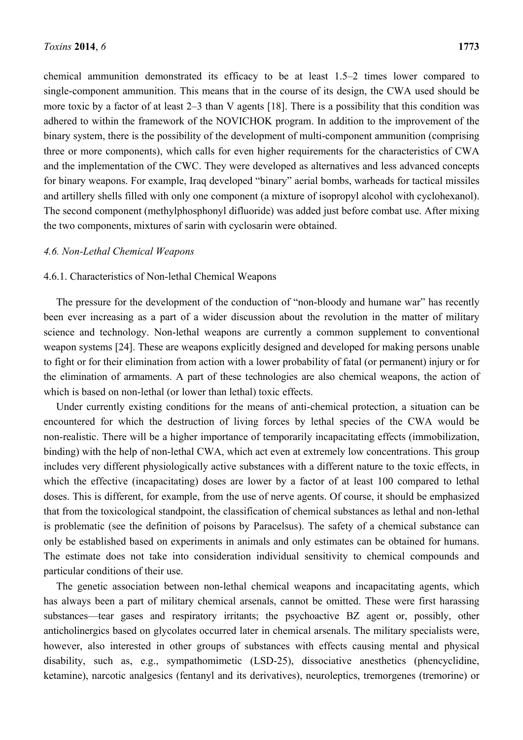chemical ammunition demonstrated its efficacy to be at least 1.5–2 times lower compared to single-component ammunition. This means that in the course of its design, the CWA used should be more toxic by a factor of at least 2–3 than V agents [18]. There is a possibility that this condition was adhered to within the framework of the NOVICHOK program. In addition to the improvement of the binary system, there is the possibility of the development of multi-component ammunition (comprising three or more components), which calls for even higher requirements for the characteristics of CWA and the implementation of the CWC. They were developed as alternatives and less advanced concepts for binary weapons. For example, Iraq developed "binary" aerial bombs, warheads for tactical missiles and artillery shells filled with only one component (a mixture of isopropyl alcohol with cyclohexanol). The second component (methylphosphonyl difluoride) was added just before combat use. After mixing the two components, mixtures of sarin with cyclosarin were obtained.

### *4.6. Non-Lethal Chemical Weapons*

#### 4.6.1. Characteristics of Non-lethal Chemical Weapons

The pressure for the development of the conduction of "non-bloody and humane war" has recently been ever increasing as a part of a wider discussion about the revolution in the matter of military science and technology. Non-lethal weapons are currently a common supplement to conventional weapon systems [24]. These are weapons explicitly designed and developed for making persons unable to fight or for their elimination from action with a lower probability of fatal (or permanent) injury or for the elimination of armaments. A part of these technologies are also chemical weapons, the action of which is based on non-lethal (or lower than lethal) toxic effects.

Under currently existing conditions for the means of anti-chemical protection, a situation can be encountered for which the destruction of living forces by lethal species of the CWA would be non-realistic. There will be a higher importance of temporarily incapacitating effects (immobilization, binding) with the help of non-lethal CWA, which act even at extremely low concentrations. This group includes very different physiologically active substances with a different nature to the toxic effects, in which the effective (incapacitating) doses are lower by a factor of at least 100 compared to lethal doses. This is different, for example, from the use of nerve agents. Of course, it should be emphasized that from the toxicological standpoint, the classification of chemical substances as lethal and non-lethal is problematic (see the definition of poisons by Paracelsus). The safety of a chemical substance can only be established based on experiments in animals and only estimates can be obtained for humans. The estimate does not take into consideration individual sensitivity to chemical compounds and particular conditions of their use.

The genetic association between non-lethal chemical weapons and incapacitating agents, which has always been a part of military chemical arsenals, cannot be omitted. These were first harassing substances—tear gases and respiratory irritants; the psychoactive BZ agent or, possibly, other anticholinergics based on glycolates occurred later in chemical arsenals. The military specialists were, however, also interested in other groups of substances with effects causing mental and physical disability, such as, e.g., sympathomimetic (LSD-25), dissociative anesthetics (phencyclidine, ketamine), narcotic analgesics (fentanyl and its derivatives), neuroleptics, tremorgenes (tremorine) or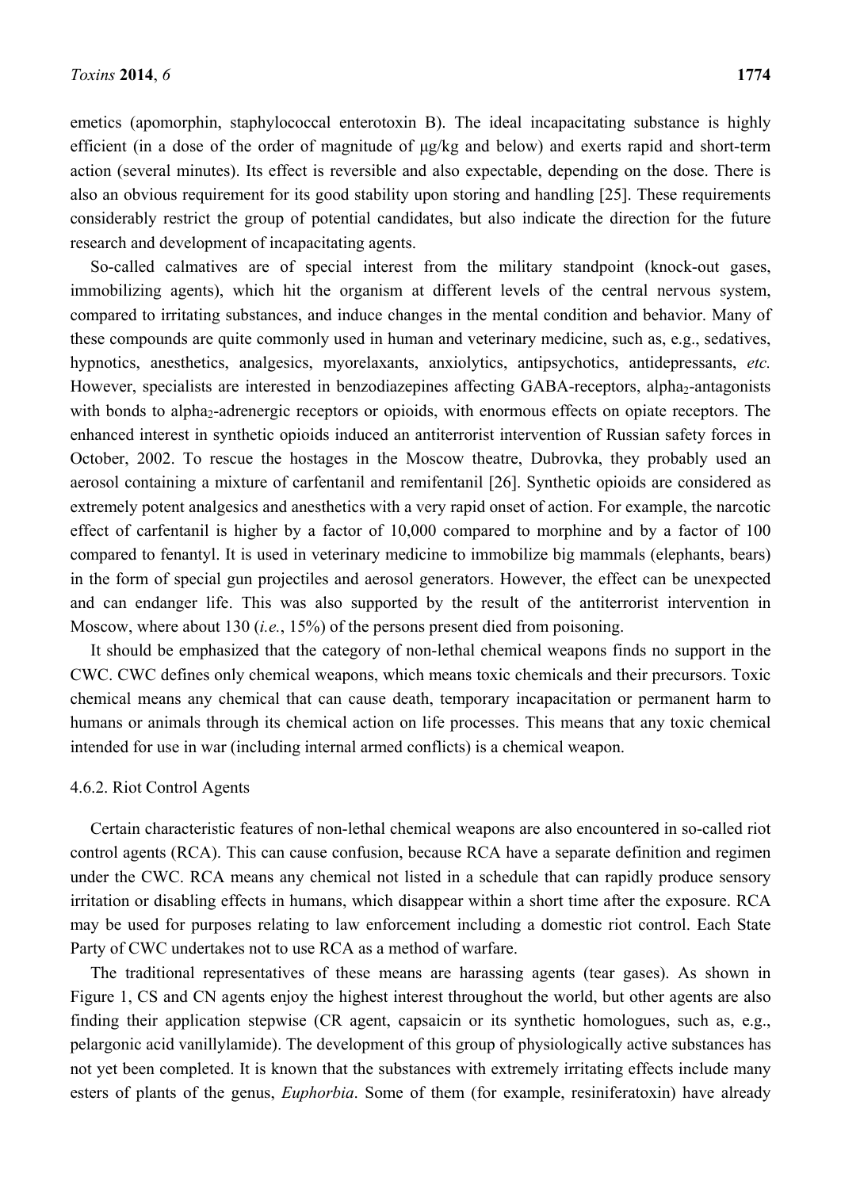emetics (apomorphin, staphylococcal enterotoxin B). The ideal incapacitating substance is highly efficient (in a dose of the order of magnitude of μg/kg and below) and exerts rapid and short-term action (several minutes). Its effect is reversible and also expectable, depending on the dose. There is also an obvious requirement for its good stability upon storing and handling [25]. These requirements considerably restrict the group of potential candidates, but also indicate the direction for the future research and development of incapacitating agents.

So-called calmatives are of special interest from the military standpoint (knock-out gases, immobilizing agents), which hit the organism at different levels of the central nervous system, compared to irritating substances, and induce changes in the mental condition and behavior. Many of these compounds are quite commonly used in human and veterinary medicine, such as, e.g., sedatives, hypnotics, anesthetics, analgesics, myorelaxants, anxiolytics, antipsychotics, antidepressants, *etc.* However, specialists are interested in benzodiazepines affecting GABA-receptors, alpha$_2$-antagonists with bonds to alpha$_2$-adrenergic receptors or opioids, with enormous effects on opiate receptors. The enhanced interest in synthetic opioids induced an antiterrorist intervention of Russian safety forces in October, 2002. To rescue the hostages in the Moscow theatre, Dubrovka, they probably used an aerosol containing a mixture of carfentanil and remifentanil [26]. Synthetic opioids are considered as extremely potent analgesics and anesthetics with a very rapid onset of action. For example, the narcotic effect of carfentanil is higher by a factor of 10,000 compared to morphine and by a factor of 100 compared to fenantyl. It is used in veterinary medicine to immobilize big mammals (elephants, bears) in the form of special gun projectiles and aerosol generators. However, the effect can be unexpected and can endanger life. This was also supported by the result of the antiterrorist intervention in Moscow, where about 130 (*i.e.*, 15%) of the persons present died from poisoning.

It should be emphasized that the category of non-lethal chemical weapons finds no support in the CWC. CWC defines only chemical weapons, which means toxic chemicals and their precursors. Toxic chemical means any chemical that can cause death, temporary incapacitation or permanent harm to humans or animals through its chemical action on life processes. This means that any toxic chemical intended for use in war (including internal armed conflicts) is a chemical weapon.

#### 4.6.2. Riot Control Agents

Certain characteristic features of non-lethal chemical weapons are also encountered in so-called riot control agents (RCA). This can cause confusion, because RCA have a separate definition and regimen under the CWC. RCA means any chemical not listed in a schedule that can rapidly produce sensory irritation or disabling effects in humans, which disappear within a short time after the exposure. RCA may be used for purposes relating to law enforcement including a domestic riot control. Each State Party of CWC undertakes not to use RCA as a method of warfare.

The traditional representatives of these means are harassing agents (tear gases). As shown in Figure 1, CS and CN agents enjoy the highest interest throughout the world, but other agents are also finding their application stepwise (CR agent, capsaicin or its synthetic homologues, such as, e.g., pelargonic acid vanillylamide). The development of this group of physiologically active substances has not yet been completed. It is known that the substances with extremely irritating effects include many esters of plants of the genus, *Euphorbia*. Some of them (for example, resiniferatoxin) have already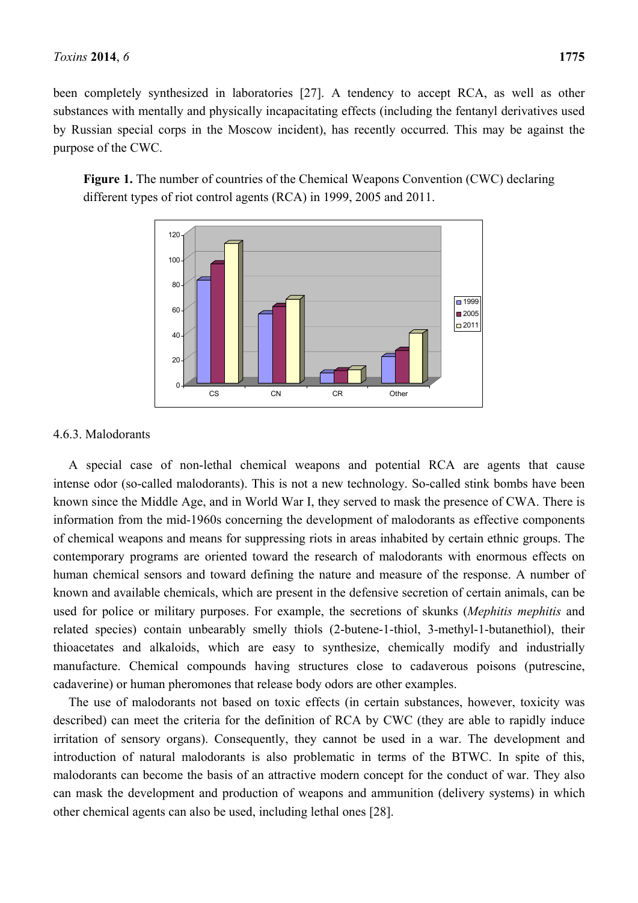been completely synthesized in laboratories [27]. A tendency to accept RCA, as well as other substances with mentally and physically incapacitating effects (including the fentanyl derivatives used by Russian special corps in the Moscow incident), has recently occurred. This may be against the purpose of the CWC.

**Figure 1.** The number of countries of the Chemical Weapons Convention (CWC) declaring different types of riot control agents (RCA) in 1999, 2005 and 2011.

#### 4.6.3. Malodorants

A special case of non-lethal chemical weapons and potential RCA are agents that cause intense odor (so-called malodorants). This is not a new technology. So-called stink bombs have been known since the Middle Age, and in World War I, they served to mask the presence of CWA. There is information from the mid-1960s concerning the development of malodorants as effective components of chemical weapons and means for suppressing riots in areas inhabited by certain ethnic groups. The contemporary programs are oriented toward the research of malodorants with enormous effects on human chemical sensors and toward defining the nature and measure of the response. A number of known and available chemicals, which are present in the defensive secretion of certain animals, can be used for police or military purposes. For example, the secretions of skunks (*Mephitis mephitis* and related species) contain unbearably smelly thiols (2-butene-1-thiol, 3-methyl-1-butanethiol), their thioacetates and alkaloids, which are easy to synthesize, chemically modify and industrially manufacture. Chemical compounds having structures close to cadaverous poisons (putrescine, cadaverine) or human pheromones that release body odors are other examples.

The use of malodorants not based on toxic effects (in certain substances, however, toxicity was described) can meet the criteria for the definition of RCA by CWC (they are able to rapidly induce irritation of sensory organs). Consequently, they cannot be used in a war. The development and introduction of natural malodorants is also problematic in terms of the BTWC. In spite of this, malodorants can become the basis of an attractive modern concept for the conduct of war. They also can mask the development and production of weapons and ammunition (delivery systems) in which other chemical agents can also be used, including lethal ones [28].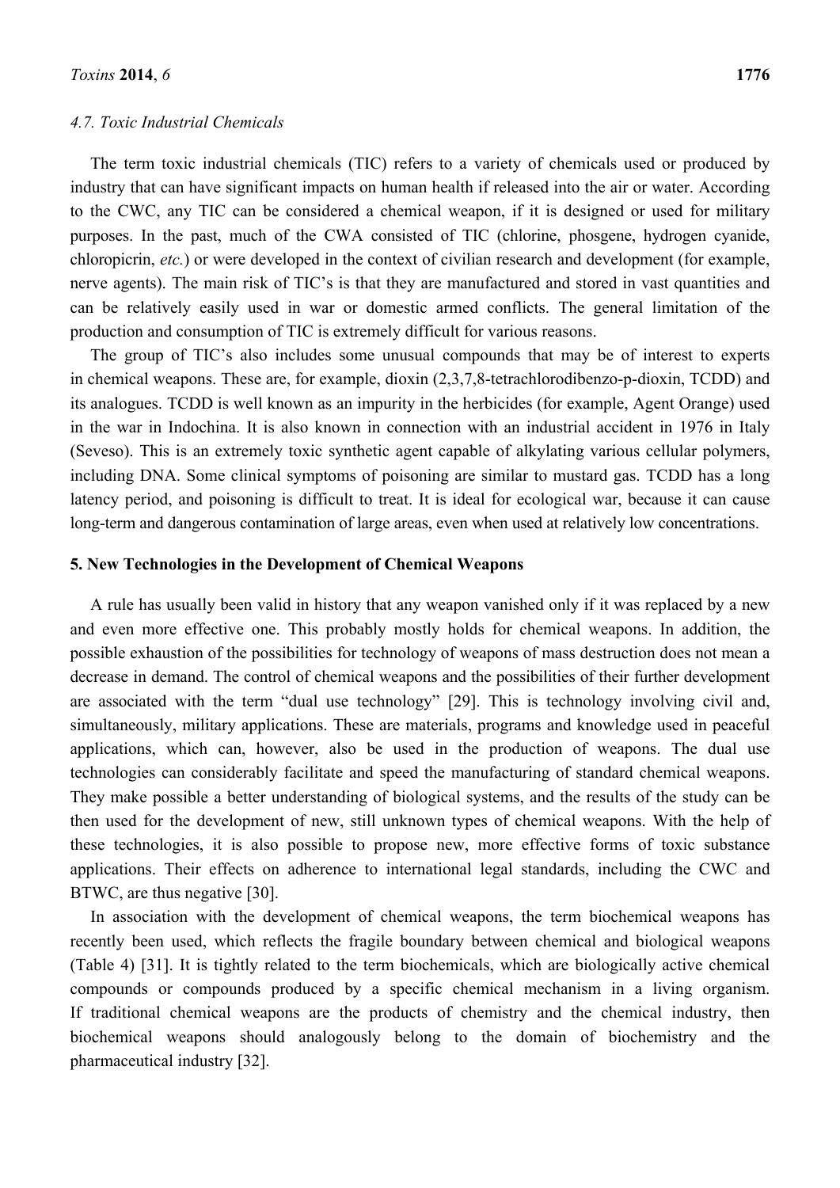### 4.7. Toxic Industrial Chemicals

The term toxic industrial chemicals (TIC) refers to a variety of chemicals used or produced by industry that can have significant impacts on human health if released into the air or water. According to the CWC, any TIC can be considered a chemical weapon, if it is designed or used for military purposes. In the past, much of the CWA consisted of TIC (chlorine, phosgene, hydrogen cyanide, chloropicrin, *etc.*) or were developed in the context of civilian research and development (for example, nerve agents). The main risk of TIC's is that they are manufactured and stored in vast quantities and can be relatively easily used in war or domestic armed conflicts. The general limitation of the production and consumption of TIC is extremely difficult for various reasons.

The group of TIC's also includes some unusual compounds that may be of interest to experts in chemical weapons. These are, for example, dioxin (2,3,7,8-tetrachlorodibenzo-p-dioxin, TCDD) and its analogues. TCDD is well known as an impurity in the herbicides (for example, Agent Orange) used in the war in Indochina. It is also known in connection with an industrial accident in 1976 in Italy (Seveso). This is an extremely toxic synthetic agent capable of alkylating various cellular polymers, including DNA. Some clinical symptoms of poisoning are similar to mustard gas. TCDD has a long latency period, and poisoning is difficult to treat. It is ideal for ecological war, because it can cause long-term and dangerous contamination of large areas, even when used at relatively low concentrations.

## 5. New Technologies in the Development of Chemical Weapons

A rule has usually been valid in history that any weapon vanished only if it was replaced by a new and even more effective one. This probably mostly holds for chemical weapons. In addition, the possible exhaustion of the possibilities for technology of weapons of mass destruction does not mean a decrease in demand. The control of chemical weapons and the possibilities of their further development are associated with the term "dual use technology" [29]. This is technology involving civil and, simultaneously, military applications. These are materials, programs and knowledge used in peaceful applications, which can, however, also be used in the production of weapons. The dual use technologies can considerably facilitate and speed the manufacturing of standard chemical weapons. They make possible a better understanding of biological systems, and the results of the study can be then used for the development of new, still unknown types of chemical weapons. With the help of these technologies, it is also possible to propose new, more effective forms of toxic substance applications. Their effects on adherence to international legal standards, including the CWC and BTWC, are thus negative [30].

In association with the development of chemical weapons, the term biochemical weapons has recently been used, which reflects the fragile boundary between chemical and biological weapons (Table 4) [31]. It is tightly related to the term biochemicals, which are biologically active chemical compounds or compounds produced by a specific chemical mechanism in a living organism. If traditional chemical weapons are the products of chemistry and the chemical industry, then biochemical weapons should analogously belong to the domain of biochemistry and the pharmaceutical industry [32].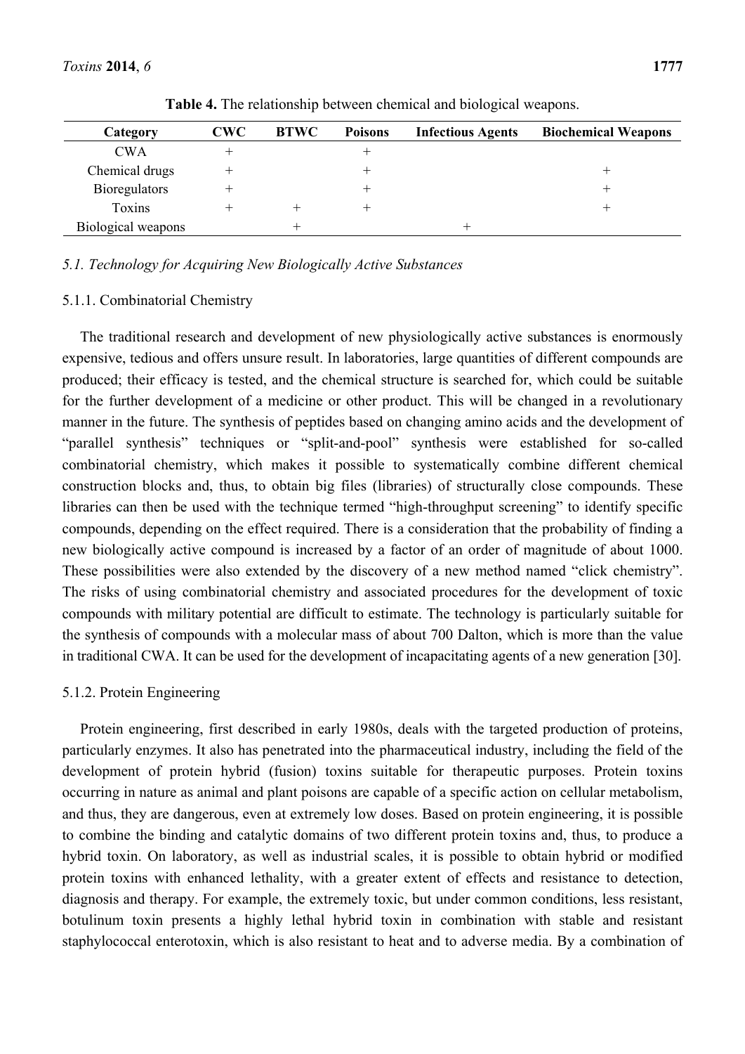**Table 4.** The relationship between chemical and biological weapons.

| Category | CWC | BTWC | Poisons | Infectious Agents | Biochemical Weapons |
|---|---|---|---|---|---|
| CWA | + | | + | | |
| Chemical drugs | + | | + | | + |
| Bioregulators | + | | + | | + |
| Toxins | + | + | + | | + |
| Biological weapons | | + | | + | |

### *5.1. Technology for Acquiring New Biologically Active Substances*

#### 5.1.1. Combinatorial Chemistry

The traditional research and development of new physiologically active substances is enormously expensive, tedious and offers unsure result. In laboratories, large quantities of different compounds are produced; their efficacy is tested, and the chemical structure is searched for, which could be suitable for the further development of a medicine or other product. This will be changed in a revolutionary manner in the future. The synthesis of peptides based on changing amino acids and the development of "parallel synthesis" techniques or "split-and-pool" synthesis were established for so-called combinatorial chemistry, which makes it possible to systematically combine different chemical construction blocks and, thus, to obtain big files (libraries) of structurally close compounds. These libraries can then be used with the technique termed "high-throughput screening" to identify specific compounds, depending on the effect required. There is a consideration that the probability of finding a new biologically active compound is increased by a factor of an order of magnitude of about 1000. These possibilities were also extended by the discovery of a new method named "click chemistry". The risks of using combinatorial chemistry and associated procedures for the development of toxic compounds with military potential are difficult to estimate. The technology is particularly suitable for the synthesis of compounds with a molecular mass of about 700 Dalton, which is more than the value in traditional CWA. It can be used for the development of incapacitating agents of a new generation [30].

#### 5.1.2. Protein Engineering

Protein engineering, first described in early 1980s, deals with the targeted production of proteins, particularly enzymes. It also has penetrated into the pharmaceutical industry, including the field of the development of protein hybrid (fusion) toxins suitable for therapeutic purposes. Protein toxins occurring in nature as animal and plant poisons are capable of a specific action on cellular metabolism, and thus, they are dangerous, even at extremely low doses. Based on protein engineering, it is possible to combine the binding and catalytic domains of two different protein toxins and, thus, to produce a hybrid toxin. On laboratory, as well as industrial scales, it is possible to obtain hybrid or modified protein toxins with enhanced lethality, with a greater extent of effects and resistance to detection, diagnosis and therapy. For example, the extremely toxic, but under common conditions, less resistant, botulinum toxin presents a highly lethal hybrid toxin in combination with stable and resistant staphylococcal enterotoxin, which is also resistant to heat and to adverse media. By a combination of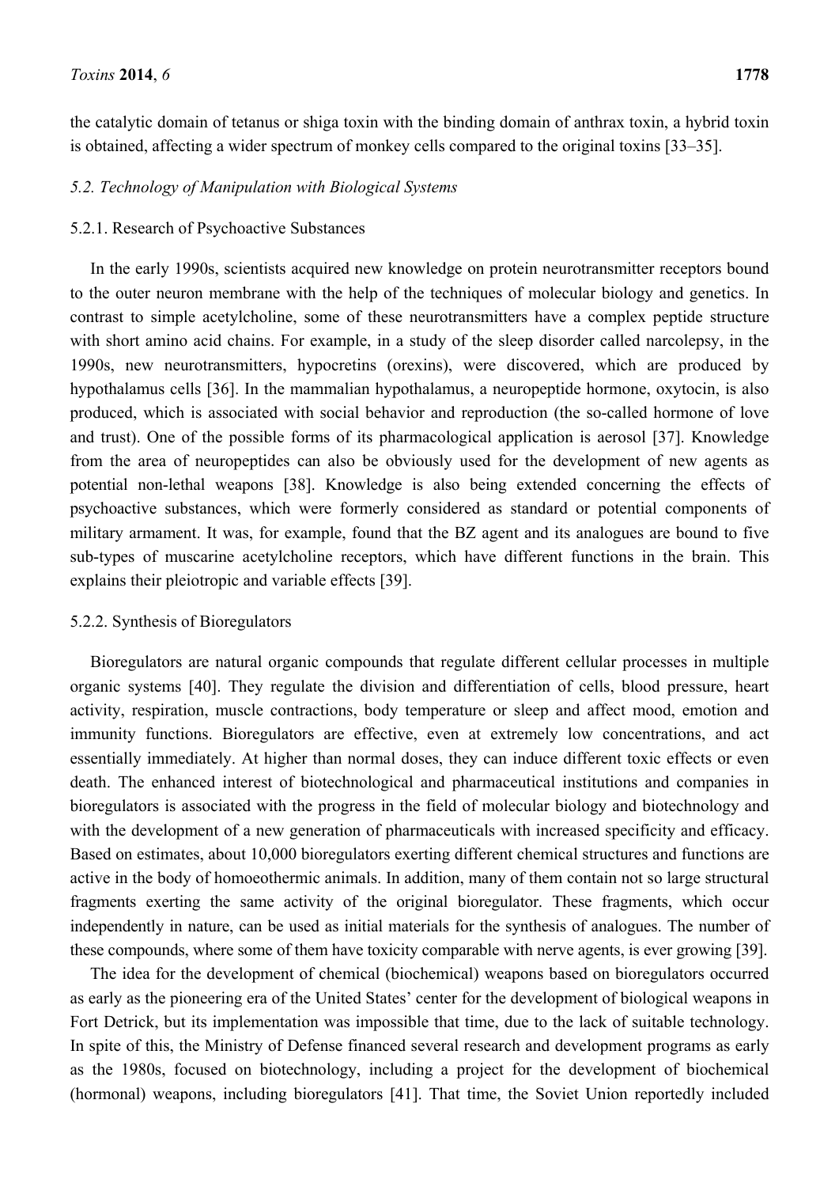the catalytic domain of tetanus or shiga toxin with the binding domain of anthrax toxin, a hybrid toxin is obtained, affecting a wider spectrum of monkey cells compared to the original toxins [33–35].

### *5.2. Technology of Manipulation with Biological Systems*

#### 5.2.1. Research of Psychoactive Substances

In the early 1990s, scientists acquired new knowledge on protein neurotransmitter receptors bound to the outer neuron membrane with the help of the techniques of molecular biology and genetics. In contrast to simple acetylcholine, some of these neurotransmitters have a complex peptide structure with short amino acid chains. For example, in a study of the sleep disorder called narcolepsy, in the 1990s, new neurotransmitters, hypocretins (orexins), were discovered, which are produced by hypothalamus cells [36]. In the mammalian hypothalamus, a neuropeptide hormone, oxytocin, is also produced, which is associated with social behavior and reproduction (the so-called hormone of love and trust). One of the possible forms of its pharmacological application is aerosol [37]. Knowledge from the area of neuropeptides can also be obviously used for the development of new agents as potential non-lethal weapons [38]. Knowledge is also being extended concerning the effects of psychoactive substances, which were formerly considered as standard or potential components of military armament. It was, for example, found that the BZ agent and its analogues are bound to five sub-types of muscarine acetylcholine receptors, which have different functions in the brain. This explains their pleiotropic and variable effects [39].

#### 5.2.2. Synthesis of Bioregulators

Bioregulators are natural organic compounds that regulate different cellular processes in multiple organic systems [40]. They regulate the division and differentiation of cells, blood pressure, heart activity, respiration, muscle contractions, body temperature or sleep and affect mood, emotion and immunity functions. Bioregulators are effective, even at extremely low concentrations, and act essentially immediately. At higher than normal doses, they can induce different toxic effects or even death. The enhanced interest of biotechnological and pharmaceutical institutions and companies in bioregulators is associated with the progress in the field of molecular biology and biotechnology and with the development of a new generation of pharmaceuticals with increased specificity and efficacy. Based on estimates, about 10,000 bioregulators exerting different chemical structures and functions are active in the body of homoeothermic animals. In addition, many of them contain not so large structural fragments exerting the same activity of the original bioregulator. These fragments, which occur independently in nature, can be used as initial materials for the synthesis of analogues. The number of these compounds, where some of them have toxicity comparable with nerve agents, is ever growing [39].

The idea for the development of chemical (biochemical) weapons based on bioregulators occurred as early as the pioneering era of the United States' center for the development of biological weapons in Fort Detrick, but its implementation was impossible that time, due to the lack of suitable technology. In spite of this, the Ministry of Defense financed several research and development programs as early as the 1980s, focused on biotechnology, including a project for the development of biochemical (hormonal) weapons, including bioregulators [41]. That time, the Soviet Union reportedly included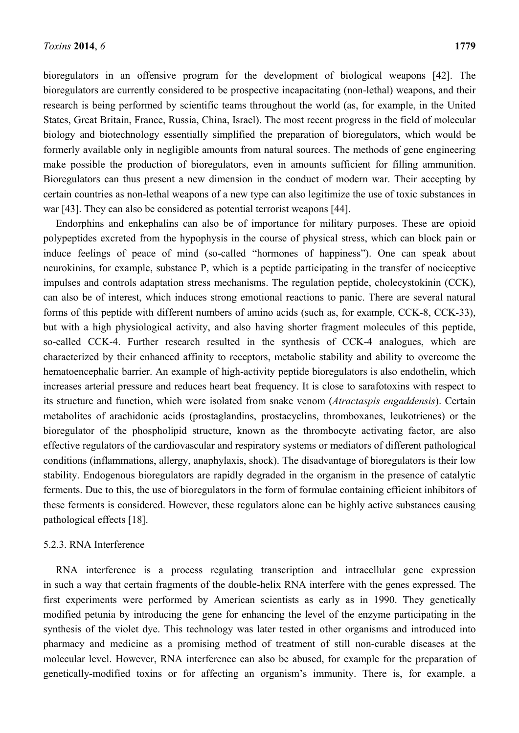bioregulators in an offensive program for the development of biological weapons [42]. The bioregulators are currently considered to be prospective incapacitating (non-lethal) weapons, and their research is being performed by scientific teams throughout the world (as, for example, in the United States, Great Britain, France, Russia, China, Israel). The most recent progress in the field of molecular biology and biotechnology essentially simplified the preparation of bioregulators, which would be formerly available only in negligible amounts from natural sources. The methods of gene engineering make possible the production of bioregulators, even in amounts sufficient for filling ammunition. Bioregulators can thus present a new dimension in the conduct of modern war. Their accepting by certain countries as non-lethal weapons of a new type can also legitimize the use of toxic substances in war [43]. They can also be considered as potential terrorist weapons [44].

Endorphins and enkephalins can also be of importance for military purposes. These are opioid polypeptides excreted from the hypophysis in the course of physical stress, which can block pain or induce feelings of peace of mind (so-called "hormones of happiness"). One can speak about neurokinins, for example, substance P, which is a peptide participating in the transfer of nociceptive impulses and controls adaptation stress mechanisms. The regulation peptide, cholecystokinin (CCK), can also be of interest, which induces strong emotional reactions to panic. There are several natural forms of this peptide with different numbers of amino acids (such as, for example, CCK-8, CCK-33), but with a high physiological activity, and also having shorter fragment molecules of this peptide, so-called CCK-4. Further research resulted in the synthesis of CCK-4 analogues, which are characterized by their enhanced affinity to receptors, metabolic stability and ability to overcome the hematoencephalic barrier. An example of high-activity peptide bioregulators is also endothelin, which increases arterial pressure and reduces heart beat frequency. It is close to sarafotoxins with respect to its structure and function, which were isolated from snake venom (*Atractaspis engaddensis*). Certain metabolites of arachidonic acids (prostaglandins, prostacyclins, thromboxanes, leukotrienes) or the bioregulator of the phospholipid structure, known as the thrombocyte activating factor, are also effective regulators of the cardiovascular and respiratory systems or mediators of different pathological conditions (inflammations, allergy, anaphylaxis, shock). The disadvantage of bioregulators is their low stability. Endogenous bioregulators are rapidly degraded in the organism in the presence of catalytic ferments. Due to this, the use of bioregulators in the form of formulae containing efficient inhibitors of these ferments is considered. However, these regulators alone can be highly active substances causing pathological effects [18].

#### 5.2.3. RNA Interference

RNA interference is a process regulating transcription and intracellular gene expression in such a way that certain fragments of the double-helix RNA interfere with the genes expressed. The first experiments were performed by American scientists as early as in 1990. They genetically modified petunia by introducing the gene for enhancing the level of the enzyme participating in the synthesis of the violet dye. This technology was later tested in other organisms and introduced into pharmacy and medicine as a promising method of treatment of still non-curable diseases at the molecular level. However, RNA interference can also be abused, for example for the preparation of genetically-modified toxins or for affecting an organism's immunity. There is, for example, a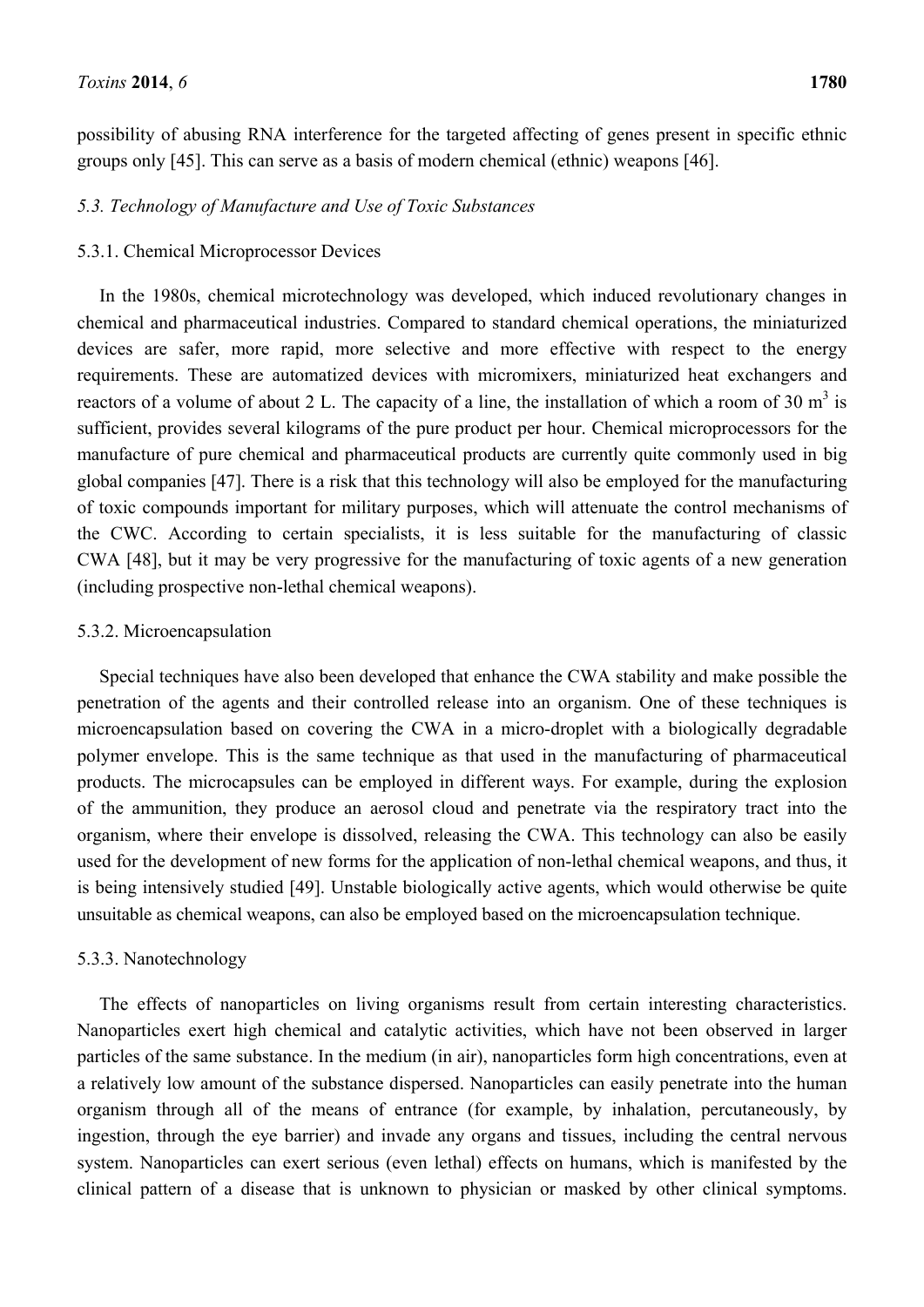possibility of abusing RNA interference for the targeted affecting of genes present in specific ethnic groups only [45]. This can serve as a basis of modern chemical (ethnic) weapons [46].

### *5.3. Technology of Manufacture and Use of Toxic Substances*

#### 5.3.1. Chemical Microprocessor Devices

In the 1980s, chemical microtechnology was developed, which induced revolutionary changes in chemical and pharmaceutical industries. Compared to standard chemical operations, the miniaturized devices are safer, more rapid, more selective and more effective with respect to the energy requirements. These are automatized devices with micromixers, miniaturized heat exchangers and reactors of a volume of about 2 L. The capacity of a line, the installation of which a room of 30 $m^3$ is sufficient, provides several kilograms of the pure product per hour. Chemical microprocessors for the manufacture of pure chemical and pharmaceutical products are currently quite commonly used in big global companies [47]. There is a risk that this technology will also be employed for the manufacturing of toxic compounds important for military purposes, which will attenuate the control mechanisms of the CWC. According to certain specialists, it is less suitable for the manufacturing of classic CWA [48], but it may be very progressive for the manufacturing of toxic agents of a new generation (including prospective non-lethal chemical weapons).

#### 5.3.2. Microencapsulation

Special techniques have also been developed that enhance the CWA stability and make possible the penetration of the agents and their controlled release into an organism. One of these techniques is microencapsulation based on covering the CWA in a micro-droplet with a biologically degradable polymer envelope. This is the same technique as that used in the manufacturing of pharmaceutical products. The microcapsules can be employed in different ways. For example, during the explosion of the ammunition, they produce an aerosol cloud and penetrate via the respiratory tract into the organism, where their envelope is dissolved, releasing the CWA. This technology can also be easily used for the development of new forms for the application of non-lethal chemical weapons, and thus, it is being intensively studied [49]. Unstable biologically active agents, which would otherwise be quite unsuitable as chemical weapons, can also be employed based on the microencapsulation technique.

#### 5.3.3. Nanotechnology

The effects of nanoparticles on living organisms result from certain interesting characteristics. Nanoparticles exert high chemical and catalytic activities, which have not been observed in larger particles of the same substance. In the medium (in air), nanoparticles form high concentrations, even at a relatively low amount of the substance dispersed. Nanoparticles can easily penetrate into the human organism through all of the means of entrance (for example, by inhalation, percutaneously, by ingestion, through the eye barrier) and invade any organs and tissues, including the central nervous system. Nanoparticles can exert serious (even lethal) effects on humans, which is manifested by the clinical pattern of a disease that is unknown to physician or masked by other clinical symptoms.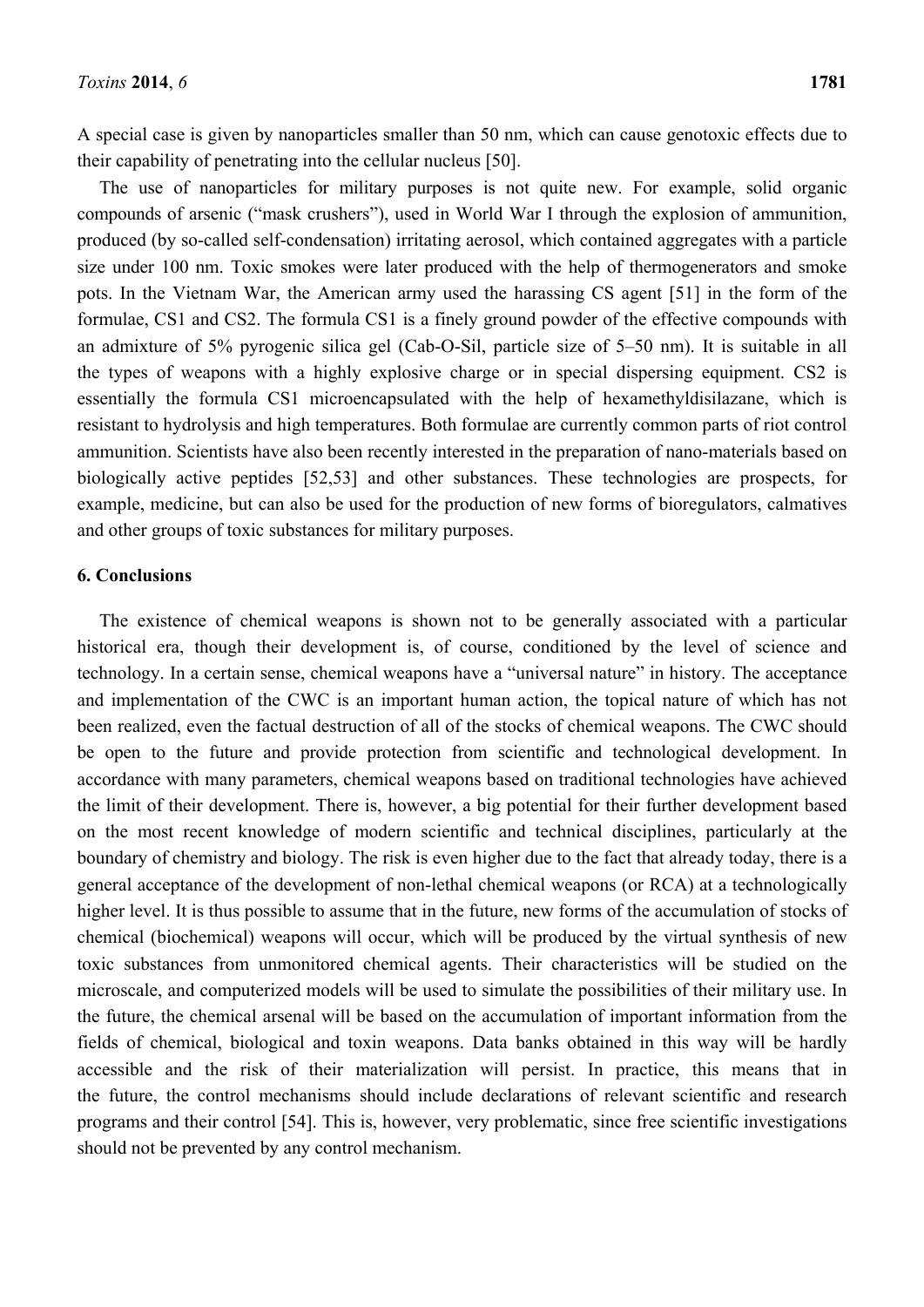A special case is given by nanoparticles smaller than 50 nm, which can cause genotoxic effects due to their capability of penetrating into the cellular nucleus [50].

The use of nanoparticles for military purposes is not quite new. For example, solid organic compounds of arsenic ("mask crushers"), used in World War I through the explosion of ammunition, produced (by so-called self-condensation) irritating aerosol, which contained aggregates with a particle size under 100 nm. Toxic smokes were later produced with the help of thermogenerators and smoke pots. In the Vietnam War, the American army used the harassing CS agent [51] in the form of the formulae, CS1 and CS2. The formula CS1 is a finely ground powder of the effective compounds with an admixture of 5% pyrogenic silica gel (Cab-O-Sil, particle size of 5–50 nm). It is suitable in all the types of weapons with a highly explosive charge or in special dispersing equipment. CS2 is essentially the formula CS1 microencapsulated with the help of hexamethyldisilazane, which is resistant to hydrolysis and high temperatures. Both formulae are currently common parts of riot control ammunition. Scientists have also been recently interested in the preparation of nano-materials based on biologically active peptides [52,53] and other substances. These technologies are prospects, for example, medicine, but can also be used for the production of new forms of bioregulators, calmatives and other groups of toxic substances for military purposes.

## 6. Conclusions

The existence of chemical weapons is shown not to be generally associated with a particular historical era, though their development is, of course, conditioned by the level of science and technology. In a certain sense, chemical weapons have a "universal nature" in history. The acceptance and implementation of the CWC is an important human action, the topical nature of which has not been realized, even the factual destruction of all of the stocks of chemical weapons. The CWC should be open to the future and provide protection from scientific and technological development. In accordance with many parameters, chemical weapons based on traditional technologies have achieved the limit of their development. There is, however, a big potential for their further development based on the most recent knowledge of modern scientific and technical disciplines, particularly at the boundary of chemistry and biology. The risk is even higher due to the fact that already today, there is a general acceptance of the development of non-lethal chemical weapons (or RCA) at a technologically higher level. It is thus possible to assume that in the future, new forms of the accumulation of stocks of chemical (biochemical) weapons will occur, which will be produced by the virtual synthesis of new toxic substances from unmonitored chemical agents. Their characteristics will be studied on the microscale, and computerized models will be used to simulate the possibilities of their military use. In the future, the chemical arsenal will be based on the accumulation of important information from the fields of chemical, biological and toxin weapons. Data banks obtained in this way will be hardly accessible and the risk of their materialization will persist. In practice, this means that in the future, the control mechanisms should include declarations of relevant scientific and research programs and their control [54]. This is, however, very problematic, since free scientific investigations should not be prevented by any control mechanism.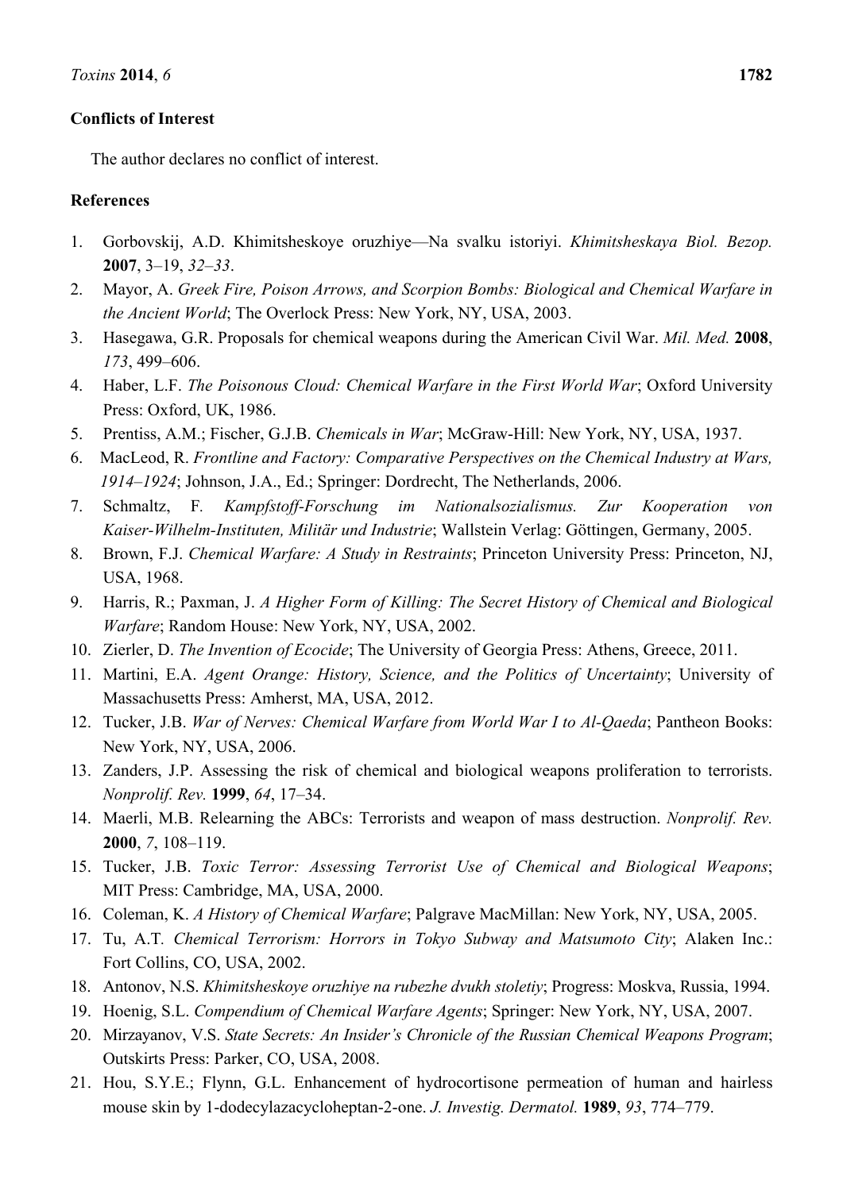**Conflicts of Interest**

The author declares no conflict of interest.

**References**

1. Gorbovskij, A.D. Khimitsheskoye oruzhiye—Na svalku istoriyi. *Khimitsheskaya Biol. Bezop.* **2007**, 3–19, *32–33*.
2. Mayor, A. *Greek Fire, Poison Arrows, and Scorpion Bombs: Biological and Chemical Warfare in the Ancient World*; The Overlock Press: New York, NY, USA, 2003.
3. Hasegawa, G.R. Proposals for chemical weapons during the American Civil War. *Mil. Med.* **2008**, *173*, 499–606.
4. Haber, L.F. *The Poisonous Cloud: Chemical Warfare in the First World War*; Oxford University Press: Oxford, UK, 1986.
5. Prentiss, A.M.; Fischer, G.J.B. *Chemicals in War*; McGraw-Hill: New York, NY, USA, 1937.
6. MacLeod, R. *Frontline and Factory: Comparative Perspectives on the Chemical Industry at Wars, 1914–1924*; Johnson, J.A., Ed.; Springer: Dordrecht, The Netherlands, 2006.
7. Schmaltz, F. *Kampfstoff-Forschung im Nationalsozialismus. Zur Kooperation von Kaiser-Wilhelm-Instituten, Militär und Industrie*; Wallstein Verlag: Göttingen, Germany, 2005.
8. Brown, F.J. *Chemical Warfare: A Study in Restraints*; Princeton University Press: Princeton, NJ, USA, 1968.
9. Harris, R.; Paxman, J. *A Higher Form of Killing: The Secret History of Chemical and Biological Warfare*; Random House: New York, NY, USA, 2002.
10. Zierler, D. *The Invention of Ecocide*; The University of Georgia Press: Athens, Greece, 2011.
11. Martini, E.A. *Agent Orange: History, Science, and the Politics of Uncertainty*; University of Massachusetts Press: Amherst, MA, USA, 2012.
12. Tucker, J.B. *War of Nerves: Chemical Warfare from World War I to Al-Qaeda*; Pantheon Books: New York, NY, USA, 2006.
13. Zanders, J.P. Assessing the risk of chemical and biological weapons proliferation to terrorists. *Nonprolif. Rev.* **1999**, *64*, 17–34.
14. Maerli, M.B. Relearning the ABCs: Terrorists and weapon of mass destruction. *Nonprolif. Rev.* **2000**, *7*, 108–119.
15. Tucker, J.B. *Toxic Terror: Assessing Terrorist Use of Chemical and Biological Weapons*; MIT Press: Cambridge, MA, USA, 2000.
16. Coleman, K. *A History of Chemical Warfare*; Palgrave MacMillan: New York, NY, USA, 2005.
17. Tu, A.T. *Chemical Terrorism: Horrors in Tokyo Subway and Matsumoto City*; Alaken Inc.: Fort Collins, CO, USA, 2002.
18. Antonov, N.S. *Khimitsheskoye oruzhiye na rubezhe dvukh stoletiy*; Progress: Moskva, Russia, 1994.
19. Hoenig, S.L. *Compendium of Chemical Warfare Agents*; Springer: New York, NY, USA, 2007.
20. Mirzayanov, V.S. *State Secrets: An Insider's Chronicle of the Russian Chemical Weapons Program*; Outskirts Press: Parker, CO, USA, 2008.
21. Hou, S.Y.E.; Flynn, G.L. Enhancement of hydrocortisone permeation of human and hairless mouse skin by 1-dodecylazacycloheptan-2-one. *J. Investig. Dermatol.* **1989**, *93*, 774–779.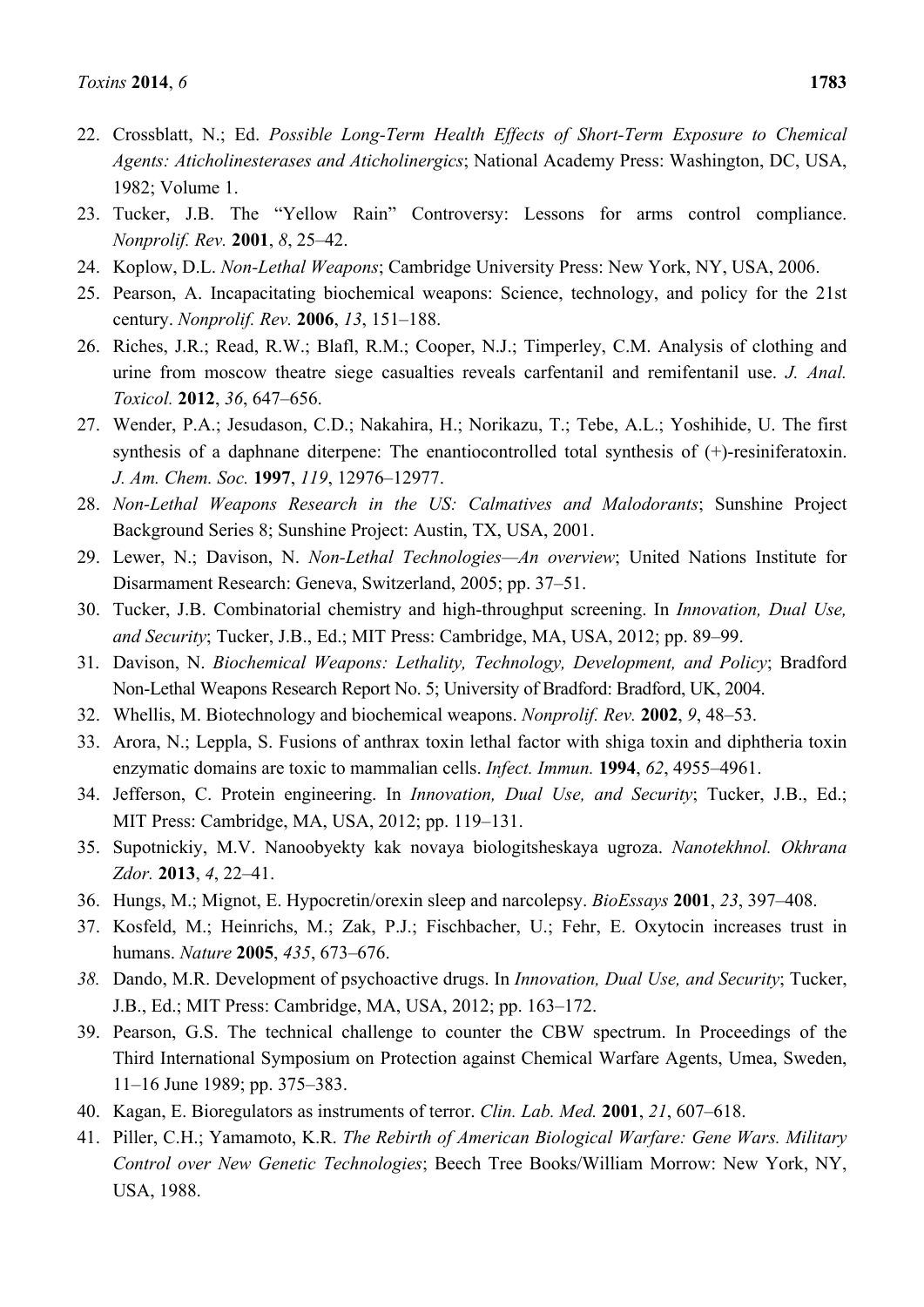22. Crossblatt, N.; Ed. *Possible Long-Term Health Effects of Short-Term Exposure to Chemical Agents: Aticholinesterases and Aticholinergics*; National Academy Press: Washington, DC, USA, 1982; Volume 1.
23. Tucker, J.B. The "Yellow Rain" Controversy: Lessons for arms control compliance. *Nonprolif. Rev.* **2001**, *8*, 25–42.
24. Koplow, D.L. *Non-Lethal Weapons*; Cambridge University Press: New York, NY, USA, 2006.
25. Pearson, A. Incapacitating biochemical weapons: Science, technology, and policy for the 21st century. *Nonprolif. Rev.* **2006**, *13*, 151–188.
26. Riches, J.R.; Read, R.W.; Blafl, R.M.; Cooper, N.J.; Timperley, C.M. Analysis of clothing and urine from moscow theatre siege casualties reveals carfentanil and remifentanil use. *J. Anal. Toxicol.* **2012**, *36*, 647–656.
27. Wender, P.A.; Jesudason, C.D.; Nakahira, H.; Norikazu, T.; Tebe, A.L.; Yoshihide, U. The first synthesis of a daphnane diterpene: The enantiocontrolled total synthesis of (+)-resiniferatoxin. *J. Am. Chem. Soc.* **1997**, *119*, 12976–12977.
28. *Non-Lethal Weapons Research in the US: Calmatives and Malodorants*; Sunshine Project Background Series 8; Sunshine Project: Austin, TX, USA, 2001.
29. Lewer, N.; Davison, N. *Non-Lethal Technologies—An overview*; United Nations Institute for Disarmament Research: Geneva, Switzerland, 2005; pp. 37–51.
30. Tucker, J.B. Combinatorial chemistry and high-throughput screening. In *Innovation, Dual Use, and Security*; Tucker, J.B., Ed.; MIT Press: Cambridge, MA, USA, 2012; pp. 89–99.
31. Davison, N. *Biochemical Weapons: Lethality, Technology, Development, and Policy*; Bradford Non-Lethal Weapons Research Report No. 5; University of Bradford: Bradford, UK, 2004.
32. Whellis, M. Biotechnology and biochemical weapons. *Nonprolif. Rev.* **2002**, *9*, 48–53.
33. Arora, N.; Leppla, S. Fusions of anthrax toxin lethal factor with shiga toxin and diphtheria toxin enzymatic domains are toxic to mammalian cells. *Infect. Immun.* **1994**, *62*, 4955–4961.
34. Jefferson, C. Protein engineering. In *Innovation, Dual Use, and Security*; Tucker, J.B., Ed.; MIT Press: Cambridge, MA, USA, 2012; pp. 119–131.
35. Supotnickiy, M.V. Nanoobyekty kak novaya biologitsheskaya ugroza. *Nanotekhnol. Okhrana Zdor.* **2013**, *4*, 22–41.
36. Hungs, M.; Mignot, E. Hypocretin/orexin sleep and narcolepsy. *BioEssays* **2001**, *23*, 397–408.
37. Kosfeld, M.; Heinrichs, M.; Zak, P.J.; Fischbacher, U.; Fehr, E. Oxytocin increases trust in humans. *Nature* **2005**, *435*, 673–676.
38. Dando, M.R. Development of psychoactive drugs. In *Innovation, Dual Use, and Security*; Tucker, J.B., Ed.; MIT Press: Cambridge, MA, USA, 2012; pp. 163–172.
39. Pearson, G.S. The technical challenge to counter the CBW spectrum. In Proceedings of the Third International Symposium on Protection against Chemical Warfare Agents, Umea, Sweden, 11–16 June 1989; pp. 375–383.
40. Kagan, E. Bioregulators as instruments of terror. *Clin. Lab. Med.* **2001**, *21*, 607–618.
41. Piller, C.H.; Yamamoto, K.R. *The Rebirth of American Biological Warfare: Gene Wars. Military Control over New Genetic Technologies*; Beech Tree Books/William Morrow: New York, NY, USA, 1988.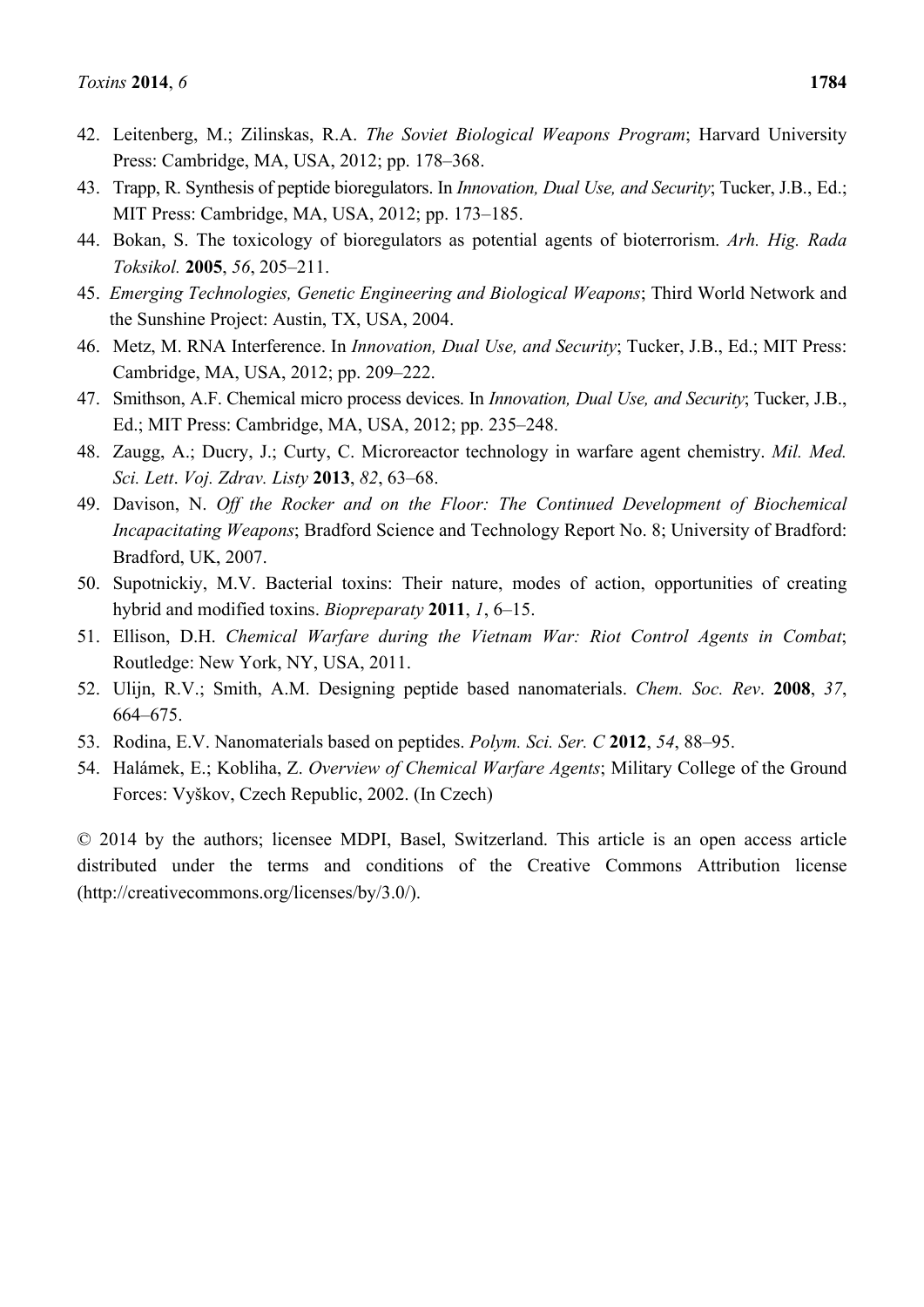42. Leitenberg, M.; Zilinskas, R.A. *The Soviet Biological Weapons Program*; Harvard University Press: Cambridge, MA, USA, 2012; pp. 178–368.
43. Trapp, R. Synthesis of peptide bioregulators. In *Innovation, Dual Use, and Security*; Tucker, J.B., Ed.; MIT Press: Cambridge, MA, USA, 2012; pp. 173–185.
44. Bokan, S. The toxicology of bioregulators as potential agents of bioterrorism. *Arh. Hig. Rada Toksikol.* **2005**, *56*, 205–211.
45. *Emerging Technologies, Genetic Engineering and Biological Weapons*; Third World Network and the Sunshine Project: Austin, TX, USA, 2004.
46. Metz, M. RNA Interference. In *Innovation, Dual Use, and Security*; Tucker, J.B., Ed.; MIT Press: Cambridge, MA, USA, 2012; pp. 209–222.
47. Smithson, A.F. Chemical micro process devices. In *Innovation, Dual Use, and Security*; Tucker, J.B., Ed.; MIT Press: Cambridge, MA, USA, 2012; pp. 235–248.
48. Zaugg, A.; Ducry, J.; Curty, C. Microreactor technology in warfare agent chemistry. *Mil. Med. Sci. Lett*. *Voj. Zdrav. Listy* **2013**, *82*, 63–68.
49. Davison, N. *Off the Rocker and on the Floor: The Continued Development of Biochemical Incapacitating Weapons*; Bradford Science and Technology Report No. 8; University of Bradford: Bradford, UK, 2007.
50. Supotnickiy, M.V. Bacterial toxins: Their nature, modes of action, opportunities of creating hybrid and modified toxins. *Biopreparaty* **2011**, *1*, 6–15.
51. Ellison, D.H. *Chemical Warfare during the Vietnam War: Riot Control Agents in Combat*; Routledge: New York, NY, USA, 2011.
52. Ulijn, R.V.; Smith, A.M. Designing peptide based nanomaterials. *Chem. Soc. Rev*. **2008**, *37*, 664–675.
53. Rodina, E.V. Nanomaterials based on peptides. *Polym. Sci. Ser. C* **2012**, *54*, 88–95.
54. Halámek, E.; Kobliha, Z. *Overview of Chemical Warfare Agents*; Military College of the Ground Forces: Vyškov, Czech Republic, 2002. (In Czech)

© 2014 by the authors; licensee MDPI, Basel, Switzerland. This article is an open access article distributed under the terms and conditions of the Creative Commons Attribution license (http://creativecommons.org/licenses/by/3.0/).